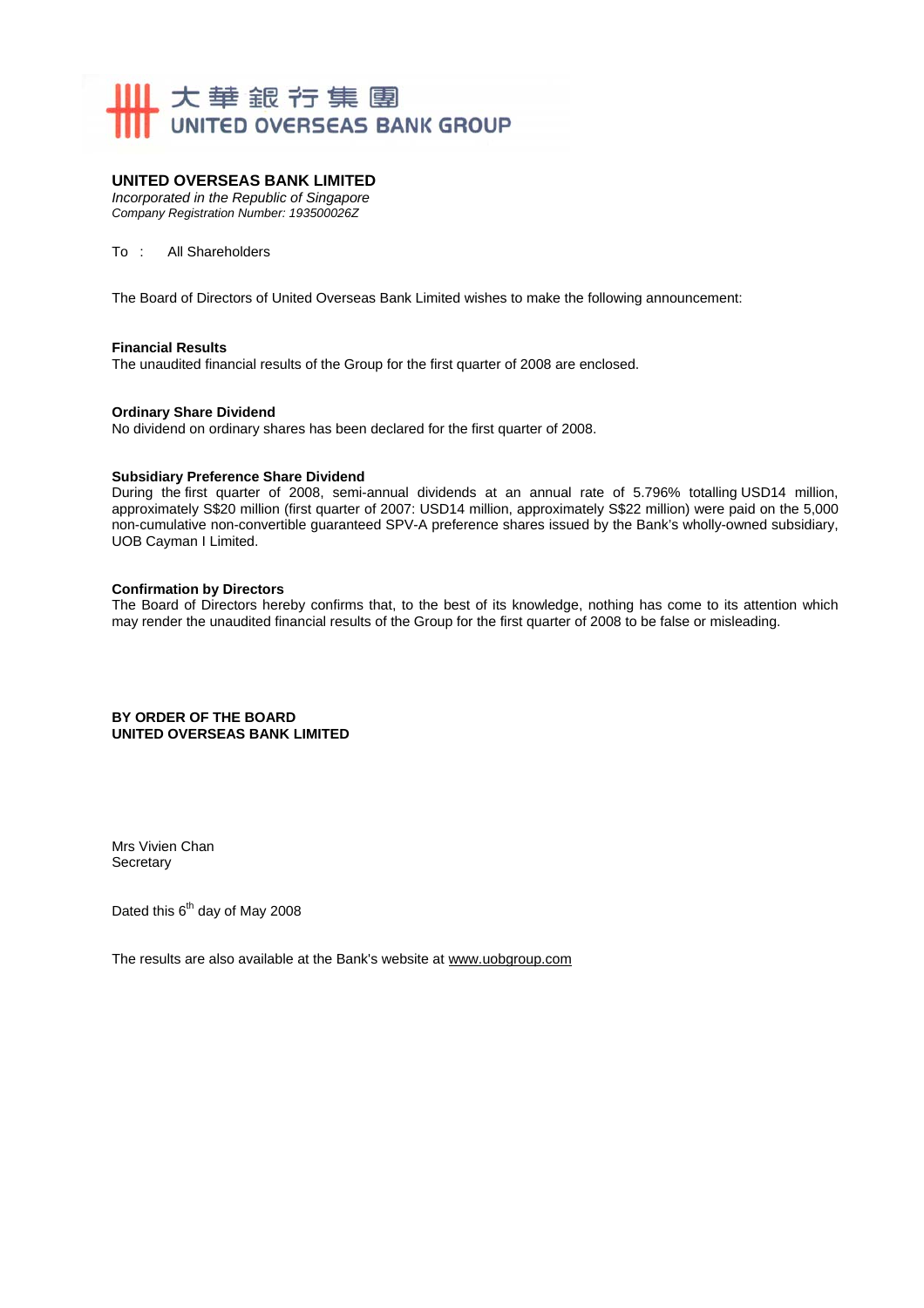大華銀行集團
UNITED OVERSEAS BANK GROUP

**UNITED OVERSEAS BANK LIMITED**
*Incorporated in the Republic of Singapore*
*Company Registration Number: 193500026Z*

To : All Shareholders

The Board of Directors of United Overseas Bank Limited wishes to make the following announcement:

**Financial Results**
The unaudited financial results of the Group for the first quarter of 2008 are enclosed.

**Ordinary Share Dividend**
No dividend on ordinary shares has been declared for the first quarter of 2008.

**Subsidiary Preference Share Dividend**
During the first quarter of 2008, semi-annual dividends at an annual rate of 5.796% totalling USD14 million, approximately S$20 million (first quarter of 2007: USD14 million, approximately S$22 million) were paid on the 5,000 non-cumulative non-convertible guaranteed SPV-A preference shares issued by the Bank's wholly-owned subsidiary, UOB Cayman I Limited.

**Confirmation by Directors**
The Board of Directors hereby confirms that, to the best of its knowledge, nothing has come to its attention which may render the unaudited financial results of the Group for the first quarter of 2008 to be false or misleading.

**BY ORDER OF THE BOARD**
**UNITED OVERSEAS BANK LIMITED**

Mrs Vivien Chan
Secretary

Dated this 6th day of May 2008

The results are also available at the Bank's website at www.uobgroup.com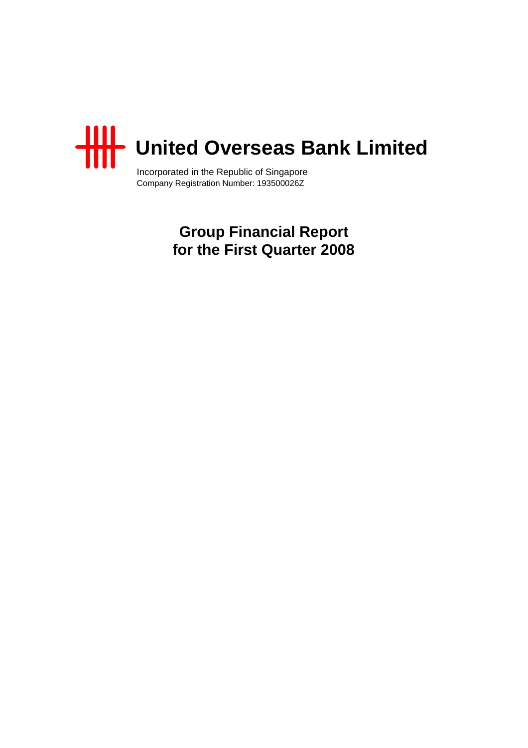# United Overseas Bank Limited

Incorporated in the Republic of Singapore
Company Registration Number: 193500026Z

## Group Financial Report
## for the First Quarter 2008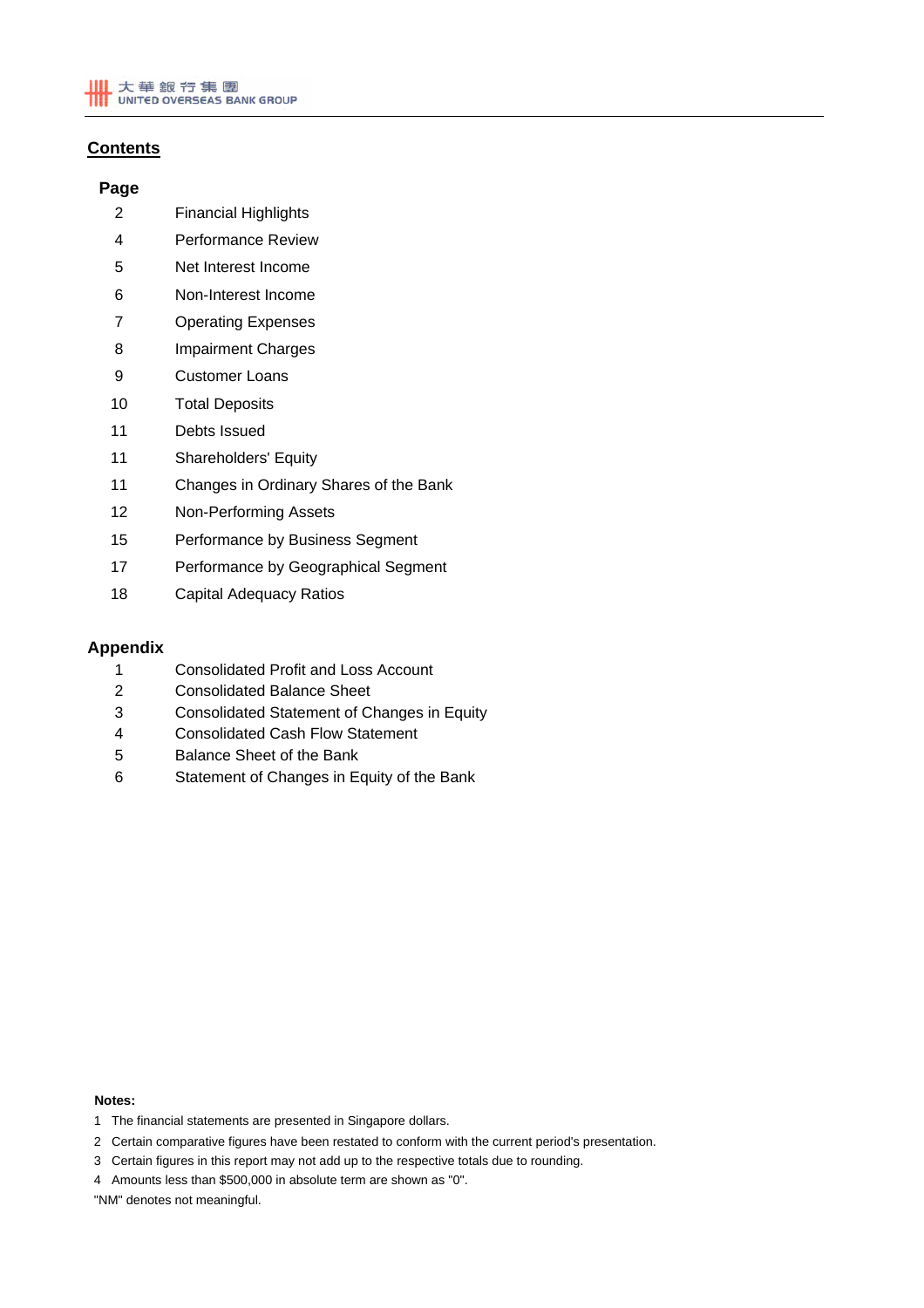## Contents

| Page | |
|---|---|
| 2 | Financial Highlights |
| 4 | Performance Review |
| 5 | Net Interest Income |
| 6 | Non-Interest Income |
| 7 | Operating Expenses |
| 8 | Impairment Charges |
| 9 | Customer Loans |
| 10 | Total Deposits |
| 11 | Debts Issued |
| 11 | Shareholders' Equity |
| 11 | Changes in Ordinary Shares of the Bank |
| 12 | Non-Performing Assets |
| 15 | Performance by Business Segment |
| 17 | Performance by Geographical Segment |
| 18 | Capital Adequacy Ratios |

### Appendix

| | |
|---|---|
| 1 | Consolidated Profit and Loss Account |
| 2 | Consolidated Balance Sheet |
| 3 | Consolidated Statement of Changes in Equity |
| 4 | Consolidated Cash Flow Statement |
| 5 | Balance Sheet of the Bank |
| 6 | Statement of Changes in Equity of the Bank |

**Notes:**

1 The financial statements are presented in Singapore dollars.

2 Certain comparative figures have been restated to conform with the current period's presentation.

3 Certain figures in this report may not add up to the respective totals due to rounding.

4 Amounts less than $500,000 in absolute term are shown as "0".

"NM" denotes not meaningful.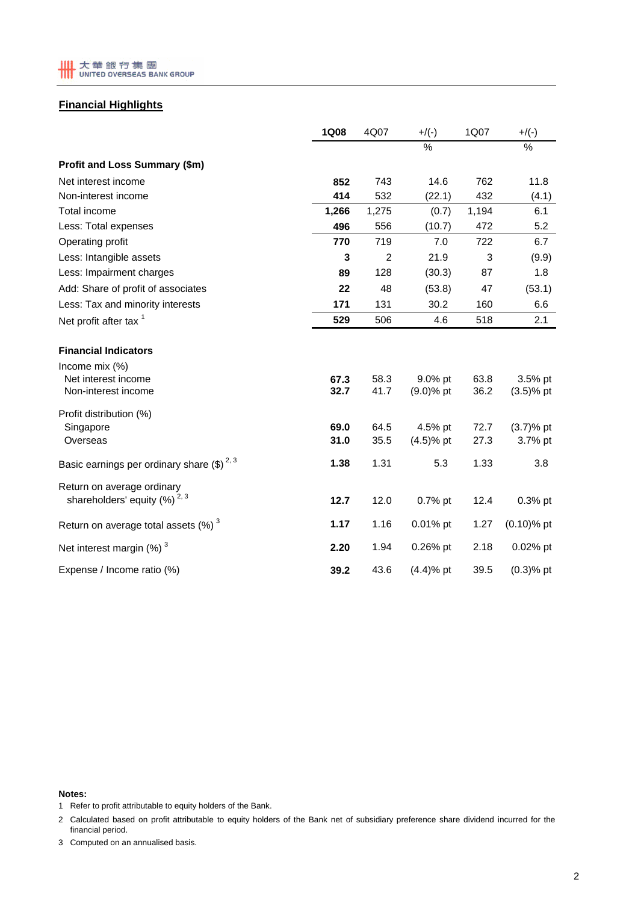## Financial Highlights

| | 1Q08 | 4Q07 | +/(-) | 1Q07 | +/(-) |
|---|---|---|---|---|---|
| | | | % | | % |
| **Profit and Loss Summary ($m)** | | | | | |
| Net interest income | **852** | 743 | 14.6 | 762 | 11.8 |
| Non-interest income | **414** | 532 | (22.1) | 432 | (4.1) |
| Total income | **1,266** | 1,275 | (0.7) | 1,194 | 6.1 |
| Less: Total expenses | **496** | 556 | (10.7) | 472 | 5.2 |
| Operating profit | **770** | 719 | 7.0 | 722 | 6.7 |
| Less: Intangible assets | **3** | 2 | 21.9 | 3 | (9.9) |
| Less: Impairment charges | **89** | 128 | (30.3) | 87 | 1.8 |
| Add: Share of profit of associates | **22** | 48 | (53.8) | 47 | (53.1) |
| Less: Tax and minority interests | **171** | 131 | 30.2 | 160 | 6.6 |
| Net profit after tax [1] | **529** | 506 | 4.6 | 518 | 2.1 |
| | | | | | |
| **Financial Indicators** | | | | | |
| Income mix (%) | | | | | |
| Net interest income | **67.3** | 58.3 | 9.0% pt | 63.8 | 3.5% pt |
| Non-interest income | **32.7** | 41.7 | (9.0)% pt | 36.2 | (3.5)% pt |
| Profit distribution (%) | | | | | |
| Singapore | **69.0** | 64.5 | 4.5% pt | 72.7 | (3.7)% pt |
| Overseas | **31.0** | 35.5 | (4.5)% pt | 27.3 | 3.7% pt |
| Basic earnings per ordinary share ($) [2, 3] | **1.38** | 1.31 | 5.3 | 1.33 | 3.8 |
| Return on average ordinary shareholders' equity (%) [2, 3] | **12.7** | 12.0 | 0.7% pt | 12.4 | 0.3% pt |
| Return on average total assets (%) [3] | **1.17** | 1.16 | 0.01% pt | 1.27 | (0.10)% pt |
| Net interest margin (%) [3] | **2.20** | 1.94 | 0.26% pt | 2.18 | 0.02% pt |
| Expense / Income ratio (%) | **39.2** | 43.6 | (4.4)% pt | 39.5 | (0.3)% pt |

**Notes:**

1. Refer to profit attributable to equity holders of the Bank.
2. Calculated based on profit attributable to equity holders of the Bank net of subsidiary preference share dividend incurred for the financial period.
3. Computed on an annualised basis.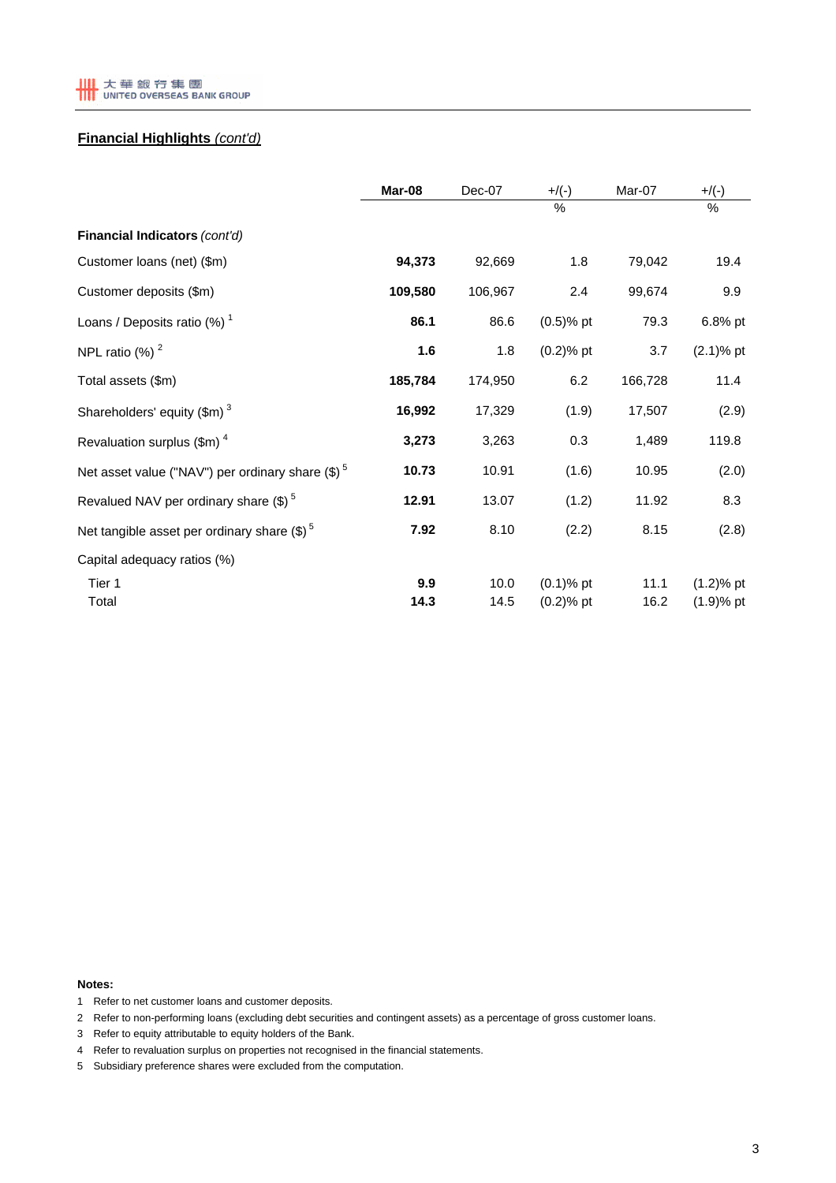## Financial Highlights *(cont'd)*

| | **Mar-08** | Dec-07 | +/(-) | Mar-07 | +/(-) |
|---|---|---|---|---|---|
| | | | % | | % |
| **Financial Indicators** *(cont'd)* | | | | | |
| Customer loans (net) ($m) | **94,373** | 92,669 | 1.8 | 79,042 | 19.4 |
| Customer deposits ($m) | **109,580** | 106,967 | 2.4 | 99,674 | 9.9 |
| Loans / Deposits ratio (%) [1] | **86.1** | 86.6 | (0.5)% pt | 79.3 | 6.8% pt |
| NPL ratio (%) [2] | **1.6** | 1.8 | (0.2)% pt | 3.7 | (2.1)% pt |
| Total assets ($m) | **185,784** | 174,950 | 6.2 | 166,728 | 11.4 |
| Shareholders' equity ($m) [3] | **16,992** | 17,329 | (1.9) | 17,507 | (2.9) |
| Revaluation surplus ($m) [4] | **3,273** | 3,263 | 0.3 | 1,489 | 119.8 |
| Net asset value ("NAV") per ordinary share ($) [5] | **10.73** | 10.91 | (1.6) | 10.95 | (2.0) |
| Revalued NAV per ordinary share ($) [5] | **12.91** | 13.07 | (1.2) | 11.92 | 8.3 |
| Net tangible asset per ordinary share ($) [5] | **7.92** | 8.10 | (2.2) | 8.15 | (2.8) |
| Capital adequacy ratios (%) | | | | | |
| Tier 1 | **9.9** | 10.0 | (0.1)% pt | 11.1 | (1.2)% pt |
| Total | **14.3** | 14.5 | (0.2)% pt | 16.2 | (1.9)% pt |

**Notes:**

1 Refer to net customer loans and customer deposits.

2 Refer to non-performing loans (excluding debt securities and contingent assets) as a percentage of gross customer loans.

3 Refer to equity attributable to equity holders of the Bank.

4 Refer to revaluation surplus on properties not recognised in the financial statements.

5 Subsidiary preference shares were excluded from the computation.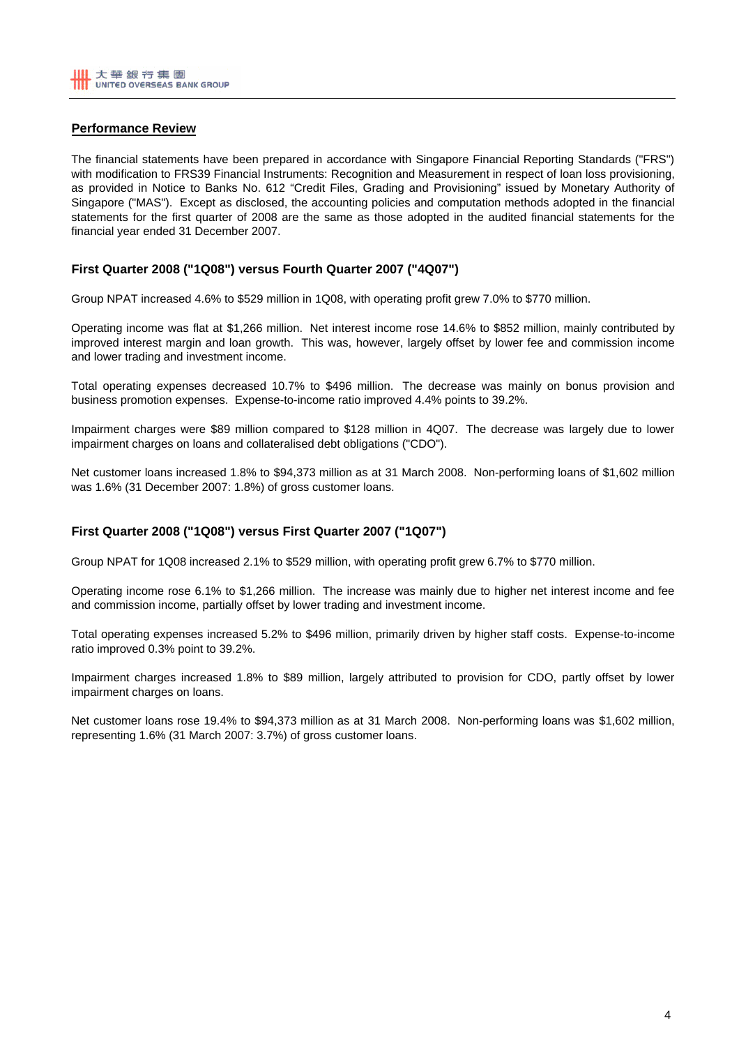## Performance Review

The financial statements have been prepared in accordance with Singapore Financial Reporting Standards ("FRS") with modification to FRS39 Financial Instruments: Recognition and Measurement in respect of loan loss provisioning, as provided in Notice to Banks No. 612 "Credit Files, Grading and Provisioning" issued by Monetary Authority of Singapore ("MAS"). Except as disclosed, the accounting policies and computation methods adopted in the financial statements for the first quarter of 2008 are the same as those adopted in the audited financial statements for the financial year ended 31 December 2007.

### First Quarter 2008 ("1Q08") versus Fourth Quarter 2007 ("4Q07")

Group NPAT increased 4.6% to $529 million in 1Q08, with operating profit grew 7.0% to $770 million.

Operating income was flat at $1,266 million. Net interest income rose 14.6% to $852 million, mainly contributed by improved interest margin and loan growth. This was, however, largely offset by lower fee and commission income and lower trading and investment income.

Total operating expenses decreased 10.7% to $496 million. The decrease was mainly on bonus provision and business promotion expenses. Expense-to-income ratio improved 4.4% points to 39.2%.

Impairment charges were $89 million compared to $128 million in 4Q07. The decrease was largely due to lower impairment charges on loans and collateralised debt obligations ("CDO").

Net customer loans increased 1.8% to $94,373 million as at 31 March 2008. Non-performing loans of $1,602 million was 1.6% (31 December 2007: 1.8%) of gross customer loans.

### First Quarter 2008 ("1Q08") versus First Quarter 2007 ("1Q07")

Group NPAT for 1Q08 increased 2.1% to $529 million, with operating profit grew 6.7% to $770 million.

Operating income rose 6.1% to $1,266 million. The increase was mainly due to higher net interest income and fee and commission income, partially offset by lower trading and investment income.

Total operating expenses increased 5.2% to $496 million, primarily driven by higher staff costs. Expense-to-income ratio improved 0.3% point to 39.2%.

Impairment charges increased 1.8% to $89 million, largely attributed to provision for CDO, partly offset by lower impairment charges on loans.

Net customer loans rose 19.4% to $94,373 million as at 31 March 2008. Non-performing loans was $1,602 million, representing 1.6% (31 March 2007: 3.7%) of gross customer loans.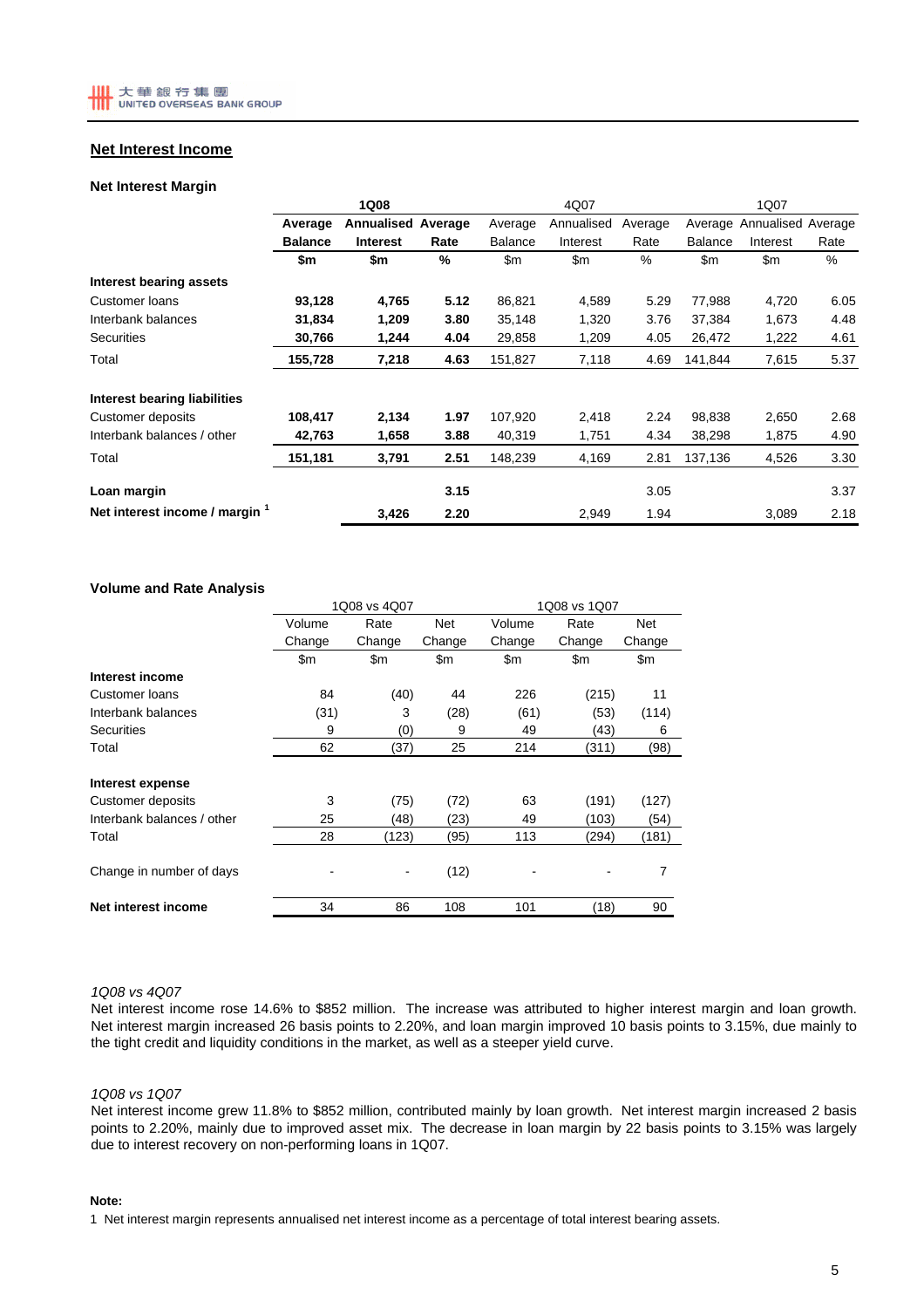## Net Interest Income

### Net Interest Margin

| | 1Q08 | | | 4Q07 | | | 1Q07 | | |
|---|---|---|---|---|---|---|---|---|---|
| | **Average Balance** | **Annualised Interest** | **Average Rate** | Average Balance | Annualised Interest | Average Rate | Average Balance | Annualised Interest | Average Rate |
| | **$m** | **$m** | **%** | $m | $m | % | $m | $m | % |
| **Interest bearing assets** | | | | | | | | | |
| Customer loans | **93,128** | **4,765** | **5.12** | 86,821 | 4,589 | 5.29 | 77,988 | 4,720 | 6.05 |
| Interbank balances | **31,834** | **1,209** | **3.80** | 35,148 | 1,320 | 3.76 | 37,384 | 1,673 | 4.48 |
| Securities | **30,766** | **1,244** | **4.04** | 29,858 | 1,209 | 4.05 | 26,472 | 1,222 | 4.61 |
| Total | **155,728** | **7,218** | **4.63** | 151,827 | 7,118 | 4.69 | 141,844 | 7,615 | 5.37 |
| **Interest bearing liabilities** | | | | | | | | | |
| Customer deposits | **108,417** | **2,134** | **1.97** | 107,920 | 2,418 | 2.24 | 98,838 | 2,650 | 2.68 |
| Interbank balances / other | **42,763** | **1,658** | **3.88** | 40,319 | 1,751 | 4.34 | 38,298 | 1,875 | 4.90 |
| Total | **151,181** | **3,791** | **2.51** | 148,239 | 4,169 | 2.81 | 137,136 | 4,526 | 3.30 |
| **Loan margin** | | | **3.15** | | | 3.05 | | | 3.37 |
| **Net interest income / margin [1]** | | **3,426** | **2.20** | | 2,949 | 1.94 | | 3,089 | 2.18 |

### Volume and Rate Analysis

| | 1Q08 vs 4Q07 | | | 1Q08 vs 1Q07 | | |
|---|---|---|---|---|---|---|
| | Volume Change | Rate Change | Net Change | Volume Change | Rate Change | Net Change |
| | $m | $m | $m | $m | $m | $m |
| **Interest income** | | | | | | |
| Customer loans | 84 | (40) | 44 | 226 | (215) | 11 |
| Interbank balances | (31) | 3 | (28) | (61) | (53) | (114) |
| Securities | 9 | (0) | 9 | 49 | (43) | 6 |
| Total | 62 | (37) | 25 | 214 | (311) | (98) |
| **Interest expense** | | | | | | |
| Customer deposits | 3 | (75) | (72) | 63 | (191) | (127) |
| Interbank balances / other | 25 | (48) | (23) | 49 | (103) | (54) |
| Total | 28 | (123) | (95) | 113 | (294) | (181) |
| Change in number of days | - | - | (12) | - | - | 7 |
| **Net interest income** | 34 | 86 | 108 | 101 | (18) | 90 |

*1Q08 vs 4Q07*

Net interest income rose 14.6% to $852 million. The increase was attributed to higher interest margin and loan growth. Net interest margin increased 26 basis points to 2.20%, and loan margin improved 10 basis points to 3.15%, due mainly to the tight credit and liquidity conditions in the market, as well as a steeper yield curve.

*1Q08 vs 1Q07*

Net interest income grew 11.8% to $852 million, contributed mainly by loan growth. Net interest margin increased 2 basis points to 2.20%, mainly due to improved asset mix. The decrease in loan margin by 22 basis points to 3.15% was largely due to interest recovery on non-performing loans in 1Q07.

**Note:**

1 Net interest margin represents annualised net interest income as a percentage of total interest bearing assets.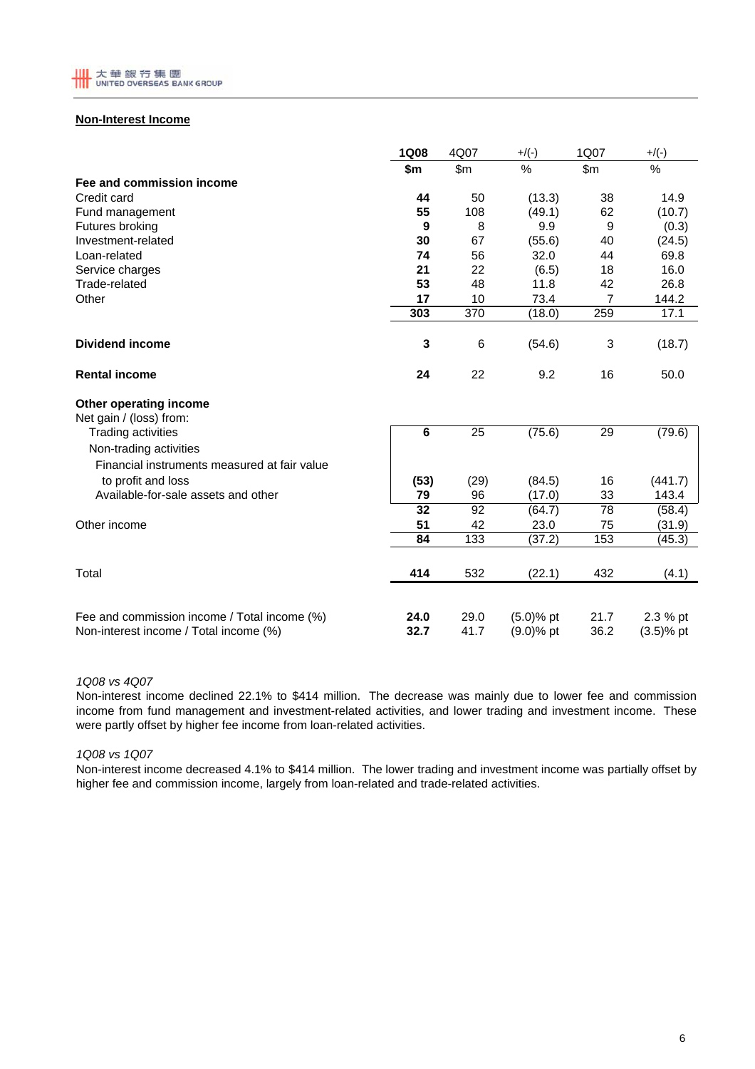## Non-Interest Income

| | 1Q08 | 4Q07 | +/(-) | 1Q07 | +/(-) |
|---|---|---|---|---|---|
| | $m | $m | % | $m | % |
| **Fee and commission income** | | | | | |
| Credit card | **44** | 50 | (13.3) | 38 | 14.9 |
| Fund management | **55** | 108 | (49.1) | 62 | (10.7) |
| Futures broking | **9** | 8 | 9.9 | 9 | (0.3) |
| Investment-related | **30** | 67 | (55.6) | 40 | (24.5) |
| Loan-related | **74** | 56 | 32.0 | 44 | 69.8 |
| Service charges | **21** | 22 | (6.5) | 18 | 16.0 |
| Trade-related | **53** | 48 | 11.8 | 42 | 26.8 |
| Other | **17** | 10 | 73.4 | 7 | 144.2 |
| | **303** | 370 | (18.0) | 259 | 17.1 |
| **Dividend income** | **3** | 6 | (54.6) | 3 | (18.7) |
| **Rental income** | **24** | 22 | 9.2 | 16 | 50.0 |
| **Other operating income** | | | | | |
| Net gain / (loss) from: | | | | | |
| Trading activities | **6** | 25 | (75.6) | 29 | (79.6) |
| Non-trading activities | | | | | |
| Financial instruments measured at fair value to profit and loss | **(53)** | (29) | (84.5) | 16 | (441.7) |
| Available-for-sale assets and other | **79** | 96 | (17.0) | 33 | 143.4 |
| | **32** | 92 | (64.7) | 78 | (58.4) |
| Other income | **51** | 42 | 23.0 | 75 | (31.9) |
| | **84** | 133 | (37.2) | 153 | (45.3) |
| Total | **414** | 532 | (22.1) | 432 | (4.1) |
| Fee and commission income / Total income (%) | **24.0** | 29.0 | (5.0)% pt | 21.7 | 2.3 % pt |
| Non-interest income / Total income (%) | **32.7** | 41.7 | (9.0)% pt | 36.2 | (3.5)% pt |

*1Q08 vs 4Q07*

Non-interest income declined 22.1% to $414 million. The decrease was mainly due to lower fee and commission income from fund management and investment-related activities, and lower trading and investment income. These were partly offset by higher fee income from loan-related activities.

*1Q08 vs 1Q07*

Non-interest income decreased 4.1% to $414 million. The lower trading and investment income was partially offset by higher fee and commission income, largely from loan-related and trade-related activities.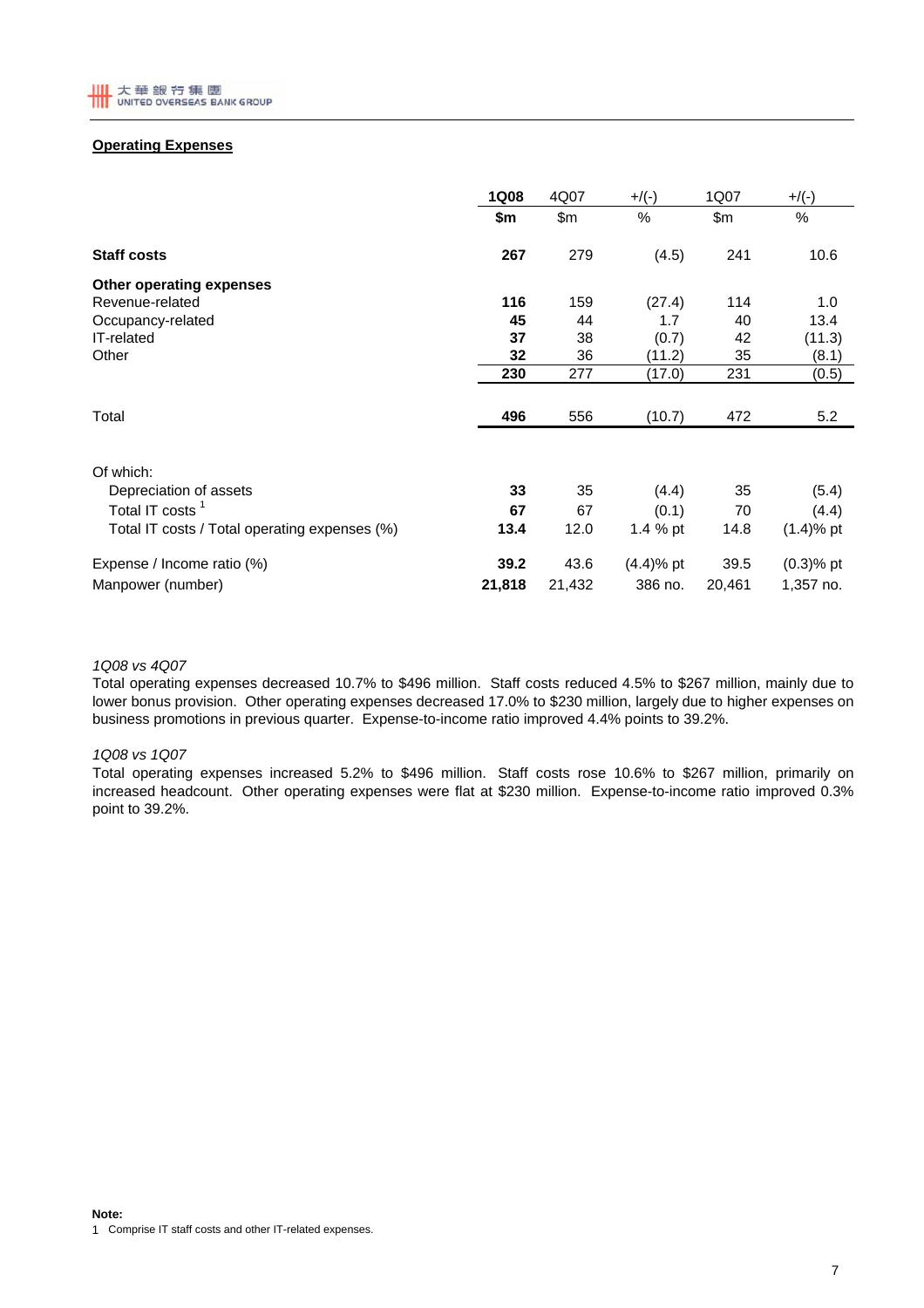## Operating Expenses

| | 1Q08 | 4Q07 | +/(-) | 1Q07 | +/(-) |
|---|---|---|---|---|---|
| | $m | $m | % | $m | % |
| **Staff costs** | **267** | 279 | (4.5) | 241 | 10.6 |
| **Other operating expenses** | | | | | |
| Revenue-related | **116** | 159 | (27.4) | 114 | 1.0 |
| Occupancy-related | **45** | 44 | 1.7 | 40 | 13.4 |
| IT-related | **37** | 38 | (0.7) | 42 | (11.3) |
| Other | **32** | 36 | (11.2) | 35 | (8.1) |
| | **230** | 277 | (17.0) | 231 | (0.5) |
| Total | **496** | 556 | (10.7) | 472 | 5.2 |
| Of which: | | | | | |
| Depreciation of assets | **33** | 35 | (4.4) | 35 | (5.4) |
| Total IT costs [1] | **67** | 67 | (0.1) | 70 | (4.4) |
| Total IT costs / Total operating expenses (%) | **13.4** | 12.0 | 1.4 % pt | 14.8 | (1.4)% pt |
| Expense / Income ratio (%) | **39.2** | 43.6 | (4.4)% pt | 39.5 | (0.3)% pt |
| Manpower (number) | **21,818** | 21,432 | 386 no. | 20,461 | 1,357 no. |

*1Q08 vs 4Q07*

Total operating expenses decreased 10.7% to $496 million. Staff costs reduced 4.5% to $267 million, mainly due to lower bonus provision. Other operating expenses decreased 17.0% to $230 million, largely due to higher expenses on business promotions in previous quarter. Expense-to-income ratio improved 4.4% points to 39.2%.

*1Q08 vs 1Q07*

Total operating expenses increased 5.2% to $496 million. Staff costs rose 10.6% to $267 million, primarily on increased headcount. Other operating expenses were flat at $230 million. Expense-to-income ratio improved 0.3% point to 39.2%.

**Note:**

1 Comprise IT staff costs and other IT-related expenses.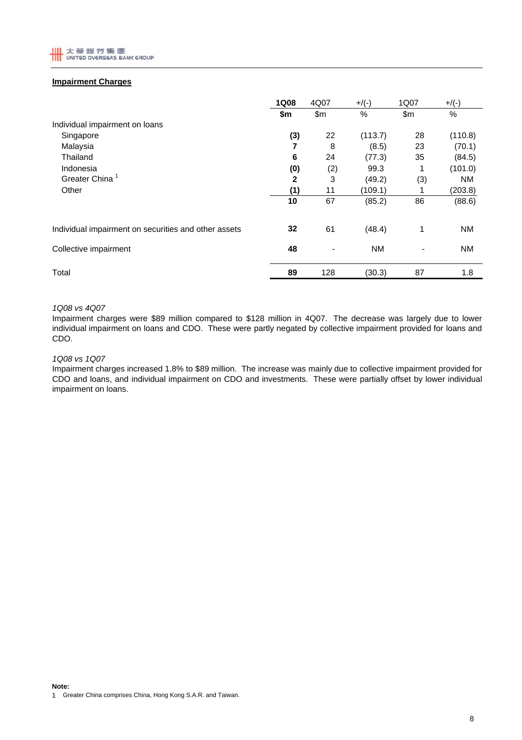## Impairment Charges

| | 1Q08 | 4Q07 | +/(-) | 1Q07 | +/(-) |
|---|---|---|---|---|---|
| | $m | $m | % | $m | % |
| Individual impairment on loans | | | | | |
| Singapore | (3) | 22 | (113.7) | 28 | (110.8) |
| Malaysia | 7 | 8 | (8.5) | 23 | (70.1) |
| Thailand | 6 | 24 | (77.3) | 35 | (84.5) |
| Indonesia | (0) | (2) | 99.3 | 1 | (101.0) |
| Greater China [1] | 2 | 3 | (49.2) | (3) | NM |
| Other | (1) | 11 | (109.1) | 1 | (203.8) |
| | 10 | 67 | (85.2) | 86 | (88.6) |
| Individual impairment on securities and other assets | 32 | 61 | (48.4) | 1 | NM |
| Collective impairment | 48 | - | NM | - | NM |
| Total | 89 | 128 | (30.3) | 87 | 1.8 |

*1Q08 vs 4Q07*

Impairment charges were $89 million compared to $128 million in 4Q07. The decrease was largely due to lower individual impairment on loans and CDO. These were partly negated by collective impairment provided for loans and CDO.

*1Q08 vs 1Q07*

Impairment charges increased 1.8% to $89 million. The increase was mainly due to collective impairment provided for CDO and loans, and individual impairment on CDO and investments. These were partially offset by lower individual impairment on loans.

**Note:**

1 Greater China comprises China, Hong Kong S.A.R. and Taiwan.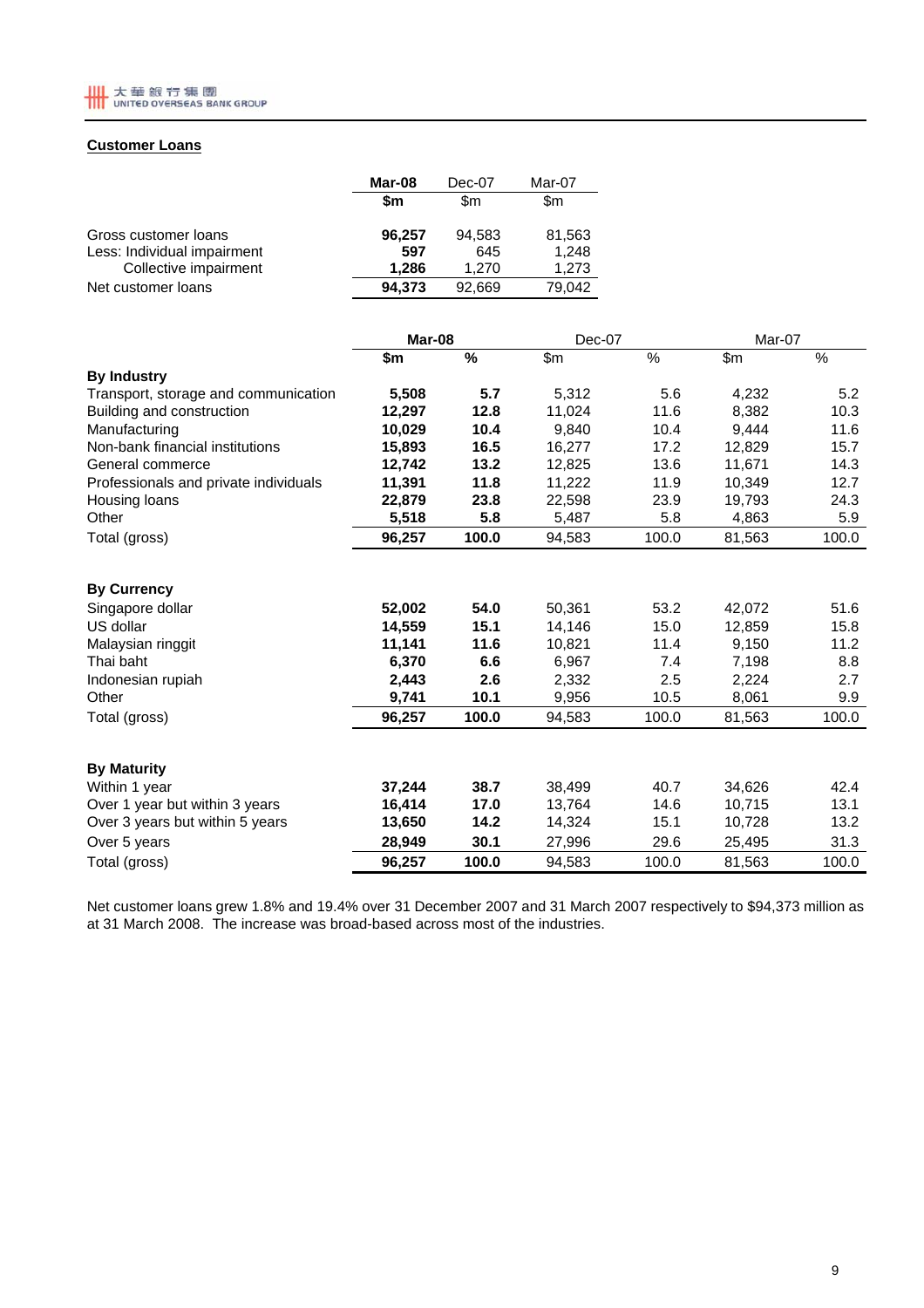## Customer Loans

| | Mar-08 | Dec-07 | Mar-07 |
|---|---|---|---|
| | **$m** | $m | $m |
| Gross customer loans | **96,257** | 94,583 | 81,563 |
| Less: Individual impairment | **597** | 645 | 1,248 |
| Collective impairment | **1,286** | 1,270 | 1,273 |
| Net customer loans | **94,373** | 92,669 | 79,042 |

| | **Mar-08** | | Dec-07 | | Mar-07 | |
|---|---|---|---|---|---|---|
| | **$m** | **%** | $m | % | $m | % |
| **By Industry** | | | | | | |
| Transport, storage and communication | **5,508** | **5.7** | 5,312 | 5.6 | 4,232 | 5.2 |
| Building and construction | **12,297** | **12.8** | 11,024 | 11.6 | 8,382 | 10.3 |
| Manufacturing | **10,029** | **10.4** | 9,840 | 10.4 | 9,444 | 11.6 |
| Non-bank financial institutions | **15,893** | **16.5** | 16,277 | 17.2 | 12,829 | 15.7 |
| General commerce | **12,742** | **13.2** | 12,825 | 13.6 | 11,671 | 14.3 |
| Professionals and private individuals | **11,391** | **11.8** | 11,222 | 11.9 | 10,349 | 12.7 |
| Housing loans | **22,879** | **23.8** | 22,598 | 23.9 | 19,793 | 24.3 |
| Other | **5,518** | **5.8** | 5,487 | 5.8 | 4,863 | 5.9 |
| Total (gross) | **96,257** | **100.0** | 94,583 | 100.0 | 81,563 | 100.0 |
| | | | | | | |
| **By Currency** | | | | | | |
| Singapore dollar | **52,002** | **54.0** | 50,361 | 53.2 | 42,072 | 51.6 |
| US dollar | **14,559** | **15.1** | 14,146 | 15.0 | 12,859 | 15.8 |
| Malaysian ringgit | **11,141** | **11.6** | 10,821 | 11.4 | 9,150 | 11.2 |
| Thai baht | **6,370** | **6.6** | 6,967 | 7.4 | 7,198 | 8.8 |
| Indonesian rupiah | **2,443** | **2.6** | 2,332 | 2.5 | 2,224 | 2.7 |
| Other | **9,741** | **10.1** | 9,956 | 10.5 | 8,061 | 9.9 |
| Total (gross) | **96,257** | **100.0** | 94,583 | 100.0 | 81,563 | 100.0 |
| | | | | | | |
| **By Maturity** | | | | | | |
| Within 1 year | **37,244** | **38.7** | 38,499 | 40.7 | 34,626 | 42.4 |
| Over 1 year but within 3 years | **16,414** | **17.0** | 13,764 | 14.6 | 10,715 | 13.1 |
| Over 3 years but within 5 years | **13,650** | **14.2** | 14,324 | 15.1 | 10,728 | 13.2 |
| Over 5 years | **28,949** | **30.1** | 27,996 | 29.6 | 25,495 | 31.3 |
| Total (gross) | **96,257** | **100.0** | 94,583 | 100.0 | 81,563 | 100.0 |

Net customer loans grew 1.8% and 19.4% over 31 December 2007 and 31 March 2007 respectively to $94,373 million as at 31 March 2008. The increase was broad-based across most of the industries.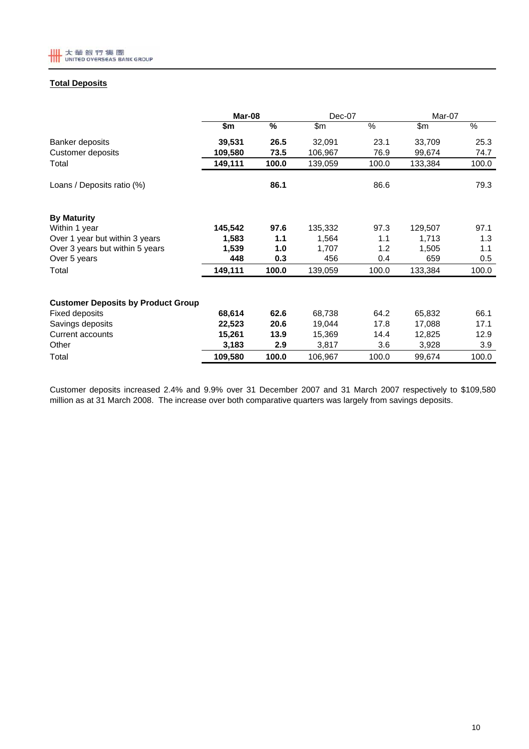## Total Deposits

| | Mar-08 | | Dec-07 | | Mar-07 | |
|---|---|---|---|---|---|---|
| | **$m** | **%** | $m | % | $m | % |
| Banker deposits | **39,531** | **26.5** | 32,091 | 23.1 | 33,709 | 25.3 |
| Customer deposits | **109,580** | **73.5** | 106,967 | 76.9 | 99,674 | 74.7 |
| Total | **149,111** | **100.0** | 139,059 | 100.0 | 133,384 | 100.0 |
| | | | | | | |
| Loans / Deposits ratio (%) | | **86.1** | | 86.6 | | 79.3 |
| | | | | | | |
| **By Maturity** | | | | | | |
| Within 1 year | **145,542** | **97.6** | 135,332 | 97.3 | 129,507 | 97.1 |
| Over 1 year but within 3 years | **1,583** | **1.1** | 1,564 | 1.1 | 1,713 | 1.3 |
| Over 3 years but within 5 years | **1,539** | **1.0** | 1,707 | 1.2 | 1,505 | 1.1 |
| Over 5 years | **448** | **0.3** | 456 | 0.4 | 659 | 0.5 |
| Total | **149,111** | **100.0** | 139,059 | 100.0 | 133,384 | 100.0 |
| | | | | | | |
| **Customer Deposits by Product Group** | | | | | | |
| Fixed deposits | **68,614** | **62.6** | 68,738 | 64.2 | 65,832 | 66.1 |
| Savings deposits | **22,523** | **20.6** | 19,044 | 17.8 | 17,088 | 17.1 |
| Current accounts | **15,261** | **13.9** | 15,369 | 14.4 | 12,825 | 12.9 |
| Other | **3,183** | **2.9** | 3,817 | 3.6 | 3,928 | 3.9 |
| Total | **109,580** | **100.0** | 106,967 | 100.0 | 99,674 | 100.0 |

Customer deposits increased 2.4% and 9.9% over 31 December 2007 and 31 March 2007 respectively to $109,580 million as at 31 March 2008. The increase over both comparative quarters was largely from savings deposits.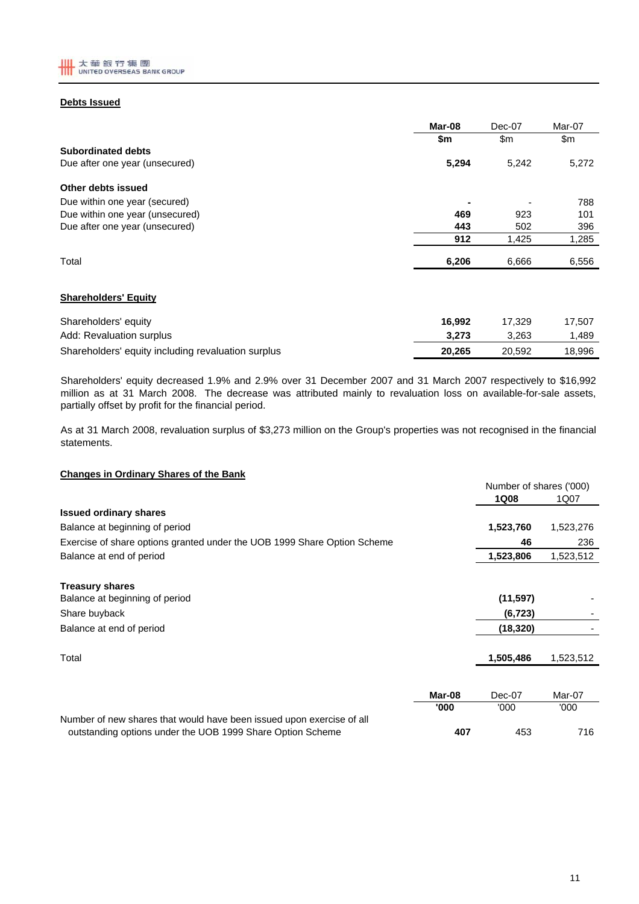## Debts Issued

| | **Mar-08** | Dec-07 | Mar-07 |
|---|---|---|---|
| | **$m** | $m | $m |
| **Subordinated debts** | | | |
| Due after one year (unsecured) | **5,294** | 5,242 | 5,272 |
| **Other debts issued** | | | |
| Due within one year (secured) | **-** | - | 788 |
| Due within one year (unsecured) | **469** | 923 | 101 |
| Due after one year (unsecured) | **443** | 502 | 396 |
| | **912** | 1,425 | 1,285 |
| Total | **6,206** | 6,666 | 6,556 |

## Shareholders' Equity

| | **Mar-08** | Dec-07 | Mar-07 |
|---|---|---|---|
| Shareholders' equity | **16,992** | 17,329 | 17,507 |
| Add: Revaluation surplus | **3,273** | 3,263 | 1,489 |
| Shareholders' equity including revaluation surplus | **20,265** | 20,592 | 18,996 |

Shareholders' equity decreased 1.9% and 2.9% over 31 December 2007 and 31 March 2007 respectively to $16,992 million as at 31 March 2008. The decrease was attributed mainly to revaluation loss on available-for-sale assets, partially offset by profit for the financial period.

As at 31 March 2008, revaluation surplus of $3,273 million on the Group's properties was not recognised in the financial statements.

## Changes in Ordinary Shares of the Bank

| | Number of shares ('000) | |
|---|---|---|
| | **1Q08** | 1Q07 |
| **Issued ordinary shares** | | |
| Balance at beginning of period | **1,523,760** | 1,523,276 |
| Exercise of share options granted under the UOB 1999 Share Option Scheme | **46** | 236 |
| Balance at end of period | **1,523,806** | 1,523,512 |
| **Treasury shares** | | |
| Balance at beginning of period | **(11,597)** | - |
| Share buyback | **(6,723)** | - |
| Balance at end of period | **(18,320)** | - |
| Total | **1,505,486** | 1,523,512 |

| | **Mar-08** | Dec-07 | Mar-07 |
|---|---|---|---|
| | **'000** | '000 | '000 |
| Number of new shares that would have been issued upon exercise of all outstanding options under the UOB 1999 Share Option Scheme | **407** | 453 | 716 |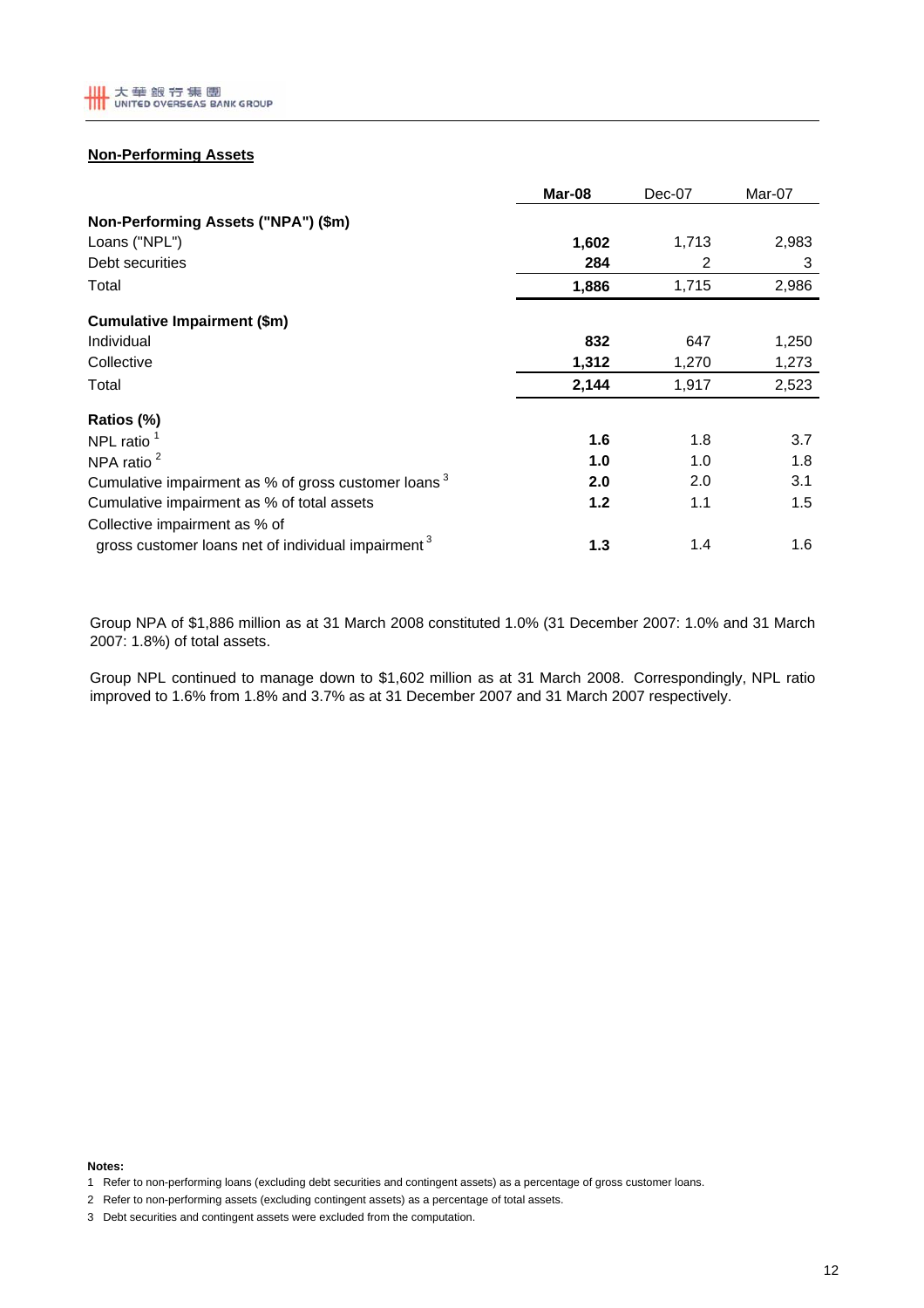## Non-Performing Assets

| | **Mar-08** | Dec-07 | Mar-07 |
|---|---|---|---|
| **Non-Performing Assets ("NPA") ($m)** | | | |
| Loans ("NPL") | **1,602** | 1,713 | 2,983 |
| Debt securities | **284** | 2 | 3 |
| Total | **1,886** | 1,715 | 2,986 |
| **Cumulative Impairment ($m)** | | | |
| Individual | **832** | 647 | 1,250 |
| Collective | **1,312** | 1,270 | 1,273 |
| Total | **2,144** | 1,917 | 2,523 |
| **Ratios (%)** | | | |
| NPL ratio [1] | **1.6** | 1.8 | 3.7 |
| NPA ratio [2] | **1.0** | 1.0 | 1.8 |
| Cumulative impairment as % of gross customer loans [3] | **2.0** | 2.0 | 3.1 |
| Cumulative impairment as % of total assets | **1.2** | 1.1 | 1.5 |
| Collective impairment as % of gross customer loans net of individual impairment [3] | **1.3** | 1.4 | 1.6 |

Group NPA of $1,886 million as at 31 March 2008 constituted 1.0% (31 December 2007: 1.0% and 31 March 2007: 1.8%) of total assets.

Group NPL continued to manage down to $1,602 million as at 31 March 2008. Correspondingly, NPL ratio improved to 1.6% from 1.8% and 3.7% as at 31 December 2007 and 31 March 2007 respectively.

**Notes:**

1 Refer to non-performing loans (excluding debt securities and contingent assets) as a percentage of gross customer loans.

2 Refer to non-performing assets (excluding contingent assets) as a percentage of total assets.

3 Debt securities and contingent assets were excluded from the computation.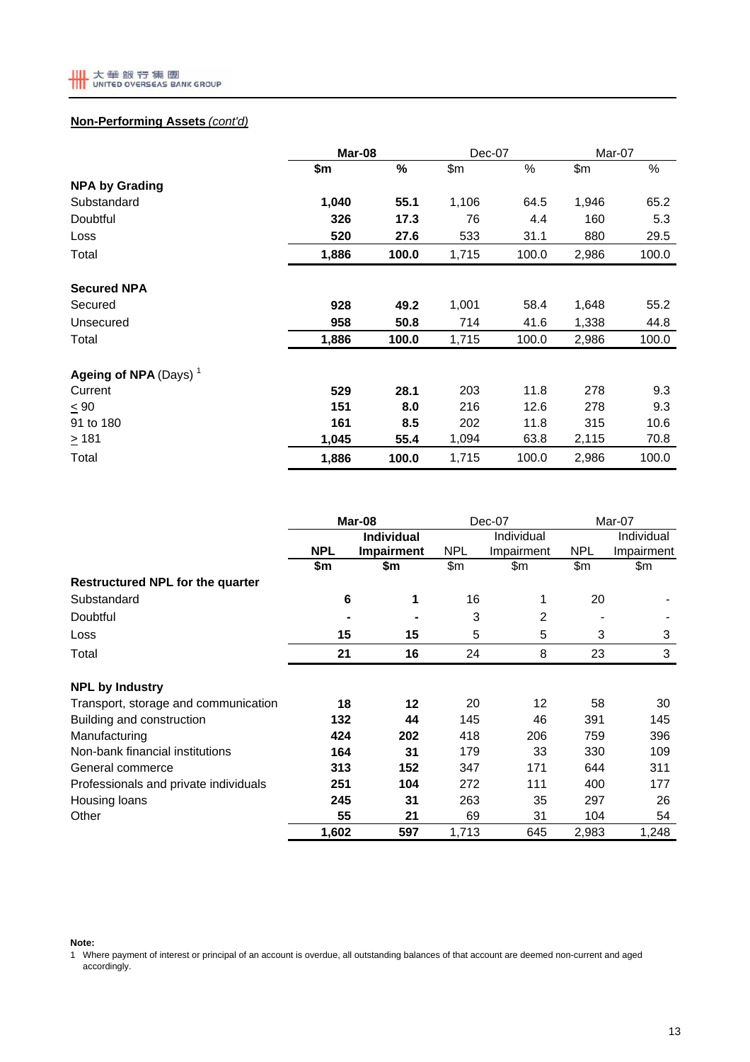## Non-Performing Assets *(cont'd)*

| | Mar-08 | | Dec-07 | | Mar-07 | |
|---|---|---|---|---|---|---|
| | **$m** | **%** | $m | % | $m | % |
| **NPA by Grading** | | | | | | |
| Substandard | **1,040** | **55.1** | 1,106 | 64.5 | 1,946 | 65.2 |
| Doubtful | **326** | **17.3** | 76 | 4.4 | 160 | 5.3 |
| Loss | **520** | **27.6** | 533 | 31.1 | 880 | 29.5 |
| Total | **1,886** | **100.0** | 1,715 | 100.0 | 2,986 | 100.0 |
| | | | | | | |
| **Secured NPA** | | | | | | |
| Secured | **928** | **49.2** | 1,001 | 58.4 | 1,648 | 55.2 |
| Unsecured | **958** | **50.8** | 714 | 41.6 | 1,338 | 44.8 |
| Total | **1,886** | **100.0** | 1,715 | 100.0 | 2,986 | 100.0 |
| | | | | | | |
| **Ageing of NPA** (Days) [1] | | | | | | |
| Current | **529** | **28.1** | 203 | 11.8 | 278 | 9.3 |
| ≤ 90 | **151** | **8.0** | 216 | 12.6 | 278 | 9.3 |
| 91 to 180 | **161** | **8.5** | 202 | 11.8 | 315 | 10.6 |
| ≥ 181 | **1,045** | **55.4** | 1,094 | 63.8 | 2,115 | 70.8 |
| Total | **1,886** | **100.0** | 1,715 | 100.0 | 2,986 | 100.0 |

| | Mar-08 | | Dec-07 | | Mar-07 | |
|---|---|---|---|---|---|---|
| | **NPL** | **Individual Impairment** | NPL | Individual Impairment | NPL | Individual Impairment |
| | **$m** | **$m** | $m | $m | $m | $m |
| **Restructured NPL for the quarter** | | | | | | |
| Substandard | **6** | **1** | 16 | 1 | 20 | - |
| Doubtful | **-** | **-** | 3 | 2 | - | - |
| Loss | **15** | **15** | 5 | 5 | 3 | 3 |
| Total | **21** | **16** | 24 | 8 | 23 | 3 |
| | | | | | | |
| **NPL by Industry** | | | | | | |
| Transport, storage and communication | **18** | **12** | 20 | 12 | 58 | 30 |
| Building and construction | **132** | **44** | 145 | 46 | 391 | 145 |
| Manufacturing | **424** | **202** | 418 | 206 | 759 | 396 |
| Non-bank financial institutions | **164** | **31** | 179 | 33 | 330 | 109 |
| General commerce | **313** | **152** | 347 | 171 | 644 | 311 |
| Professionals and private individuals | **251** | **104** | 272 | 111 | 400 | 177 |
| Housing loans | **245** | **31** | 263 | 35 | 297 | 26 |
| Other | **55** | **21** | 69 | 31 | 104 | 54 |
| | **1,602** | **597** | 1,713 | 645 | 2,983 | 1,248 |

**Note:**

1 Where payment of interest or principal of an account is overdue, all outstanding balances of that account are deemed non-current and aged accordingly.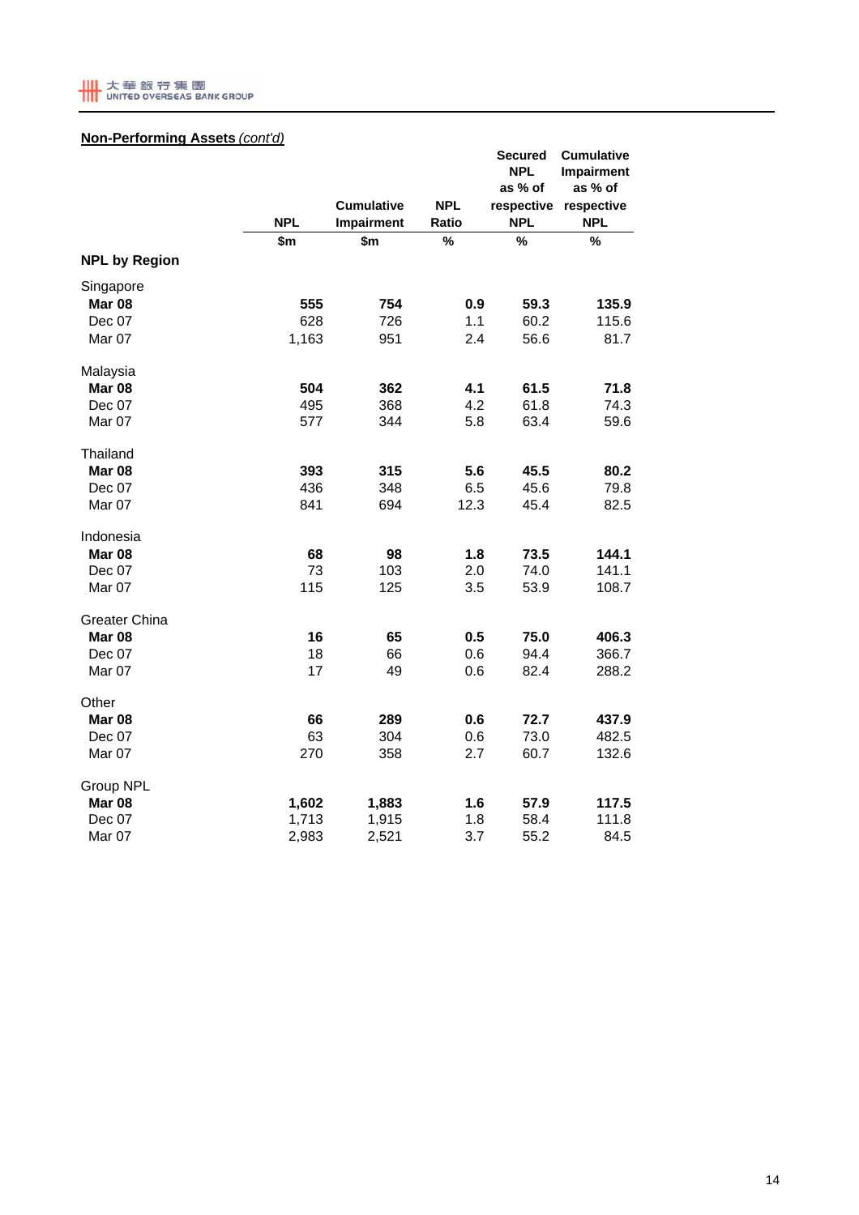**Non-Performing Assets** *(cont'd)*

| | NPL | Cumulative Impairment | NPL Ratio | Secured NPL as % of respective NPL | Cumulative Impairment as % of respective NPL |
|---|---|---|---|---|---|
| | $m | $m | % | % | % |
| **NPL by Region** | | | | | |
| Singapore | | | | | |
| **Mar 08** | **555** | **754** | **0.9** | **59.3** | **135.9** |
| Dec 07 | 628 | 726 | 1.1 | 60.2 | 115.6 |
| Mar 07 | 1,163 | 951 | 2.4 | 56.6 | 81.7 |
| Malaysia | | | | | |
| **Mar 08** | **504** | **362** | **4.1** | **61.5** | **71.8** |
| Dec 07 | 495 | 368 | 4.2 | 61.8 | 74.3 |
| Mar 07 | 577 | 344 | 5.8 | 63.4 | 59.6 |
| Thailand | | | | | |
| **Mar 08** | **393** | **315** | **5.6** | **45.5** | **80.2** |
| Dec 07 | 436 | 348 | 6.5 | 45.6 | 79.8 |
| Mar 07 | 841 | 694 | 12.3 | 45.4 | 82.5 |
| Indonesia | | | | | |
| **Mar 08** | **68** | **98** | **1.8** | **73.5** | **144.1** |
| Dec 07 | 73 | 103 | 2.0 | 74.0 | 141.1 |
| Mar 07 | 115 | 125 | 3.5 | 53.9 | 108.7 |
| Greater China | | | | | |
| **Mar 08** | **16** | **65** | **0.5** | **75.0** | **406.3** |
| Dec 07 | 18 | 66 | 0.6 | 94.4 | 366.7 |
| Mar 07 | 17 | 49 | 0.6 | 82.4 | 288.2 |
| Other | | | | | |
| **Mar 08** | **66** | **289** | **0.6** | **72.7** | **437.9** |
| Dec 07 | 63 | 304 | 0.6 | 73.0 | 482.5 |
| Mar 07 | 270 | 358 | 2.7 | 60.7 | 132.6 |
| Group NPL | | | | | |
| **Mar 08** | **1,602** | **1,883** | **1.6** | **57.9** | **117.5** |
| Dec 07 | 1,713 | 1,915 | 1.8 | 58.4 | 111.8 |
| Mar 07 | 2,983 | 2,521 | 3.7 | 55.2 | 84.5 |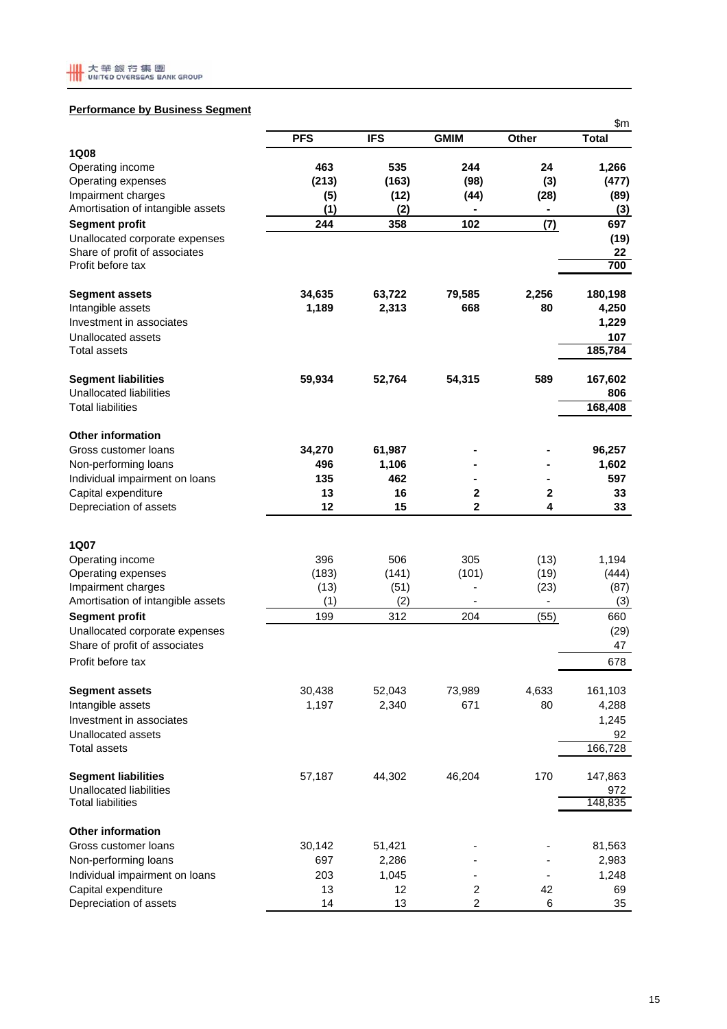## Performance by Business Segment

$m

| | PFS | IFS | GMIM | Other | Total |
|---|---|---|---|---|---|
| **1Q08** | | | | | |
| Operating income | **463** | **535** | **244** | **24** | **1,266** |
| Operating expenses | **(213)** | **(163)** | **(98)** | **(3)** | **(477)** |
| Impairment charges | **(5)** | **(12)** | **(44)** | **(28)** | **(89)** |
| Amortisation of intangible assets | **(1)** | **(2)** | **-** | **-** | **(3)** |
| **Segment profit** | **244** | **358** | **102** | **(7)** | **697** |
| Unallocated corporate expenses | | | | | **(19)** |
| Share of profit of associates | | | | | **22** |
| Profit before tax | | | | | **700** |
| | | | | | |
| **Segment assets** | **34,635** | **63,722** | **79,585** | **2,256** | **180,198** |
| Intangible assets | **1,189** | **2,313** | **668** | **80** | **4,250** |
| Investment in associates | | | | | **1,229** |
| Unallocated assets | | | | | **107** |
| Total assets | | | | | **185,784** |
| | | | | | |
| **Segment liabilities** | **59,934** | **52,764** | **54,315** | **589** | **167,602** |
| Unallocated liabilities | | | | | **806** |
| Total liabilities | | | | | **168,408** |
| | | | | | |
| **Other information** | | | | | |
| Gross customer loans | **34,270** | **61,987** | **-** | **-** | **96,257** |
| Non-performing loans | **496** | **1,106** | **-** | **-** | **1,602** |
| Individual impairment on loans | **135** | **462** | **-** | **-** | **597** |
| Capital expenditure | **13** | **16** | **2** | **2** | **33** |
| Depreciation of assets | **12** | **15** | **2** | **4** | **33** |
| | | | | | |
| **1Q07** | | | | | |
| Operating income | 396 | 506 | 305 | (13) | 1,194 |
| Operating expenses | (183) | (141) | (101) | (19) | (444) |
| Impairment charges | (13) | (51) | - | (23) | (87) |
| Amortisation of intangible assets | (1) | (2) | - | - | (3) |
| **Segment profit** | 199 | 312 | 204 | (55) | 660 |
| Unallocated corporate expenses | | | | | (29) |
| Share of profit of associates | | | | | 47 |
| Profit before tax | | | | | 678 |
| | | | | | |
| **Segment assets** | 30,438 | 52,043 | 73,989 | 4,633 | 161,103 |
| Intangible assets | 1,197 | 2,340 | 671 | 80 | 4,288 |
| Investment in associates | | | | | 1,245 |
| Unallocated assets | | | | | 92 |
| Total assets | | | | | 166,728 |
| | | | | | |
| **Segment liabilities** | 57,187 | 44,302 | 46,204 | 170 | 147,863 |
| Unallocated liabilities | | | | | 972 |
| Total liabilities | | | | | 148,835 |
| | | | | | |
| **Other information** | | | | | |
| Gross customer loans | 30,142 | 51,421 | - | - | 81,563 |
| Non-performing loans | 697 | 2,286 | - | - | 2,983 |
| Individual impairment on loans | 203 | 1,045 | - | - | 1,248 |
| Capital expenditure | 13 | 12 | 2 | 42 | 69 |
| Depreciation of assets | 14 | 13 | 2 | 6 | 35 |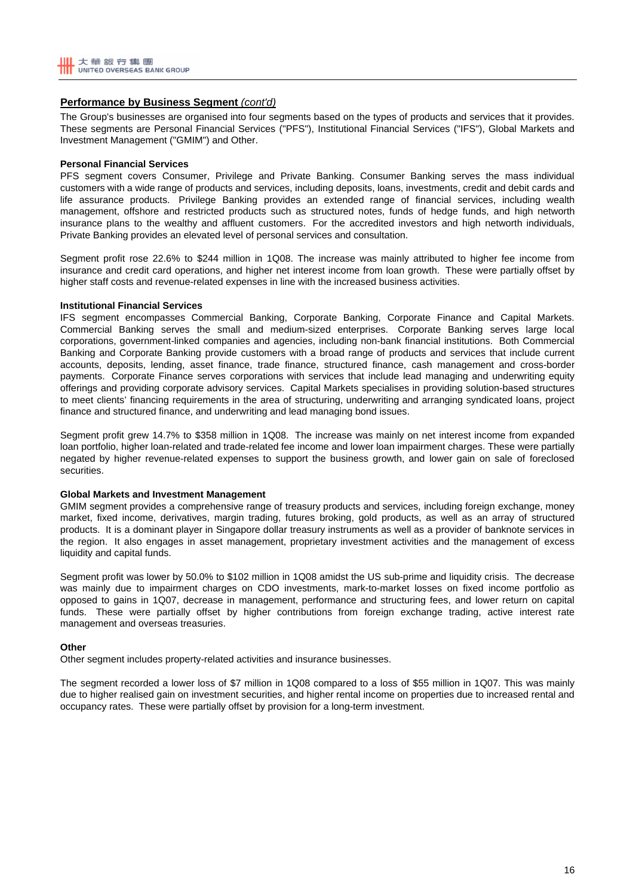## **Performance by Business Segment** *(cont'd)*

The Group's businesses are organised into four segments based on the types of products and services that it provides. These segments are Personal Financial Services ("PFS"), Institutional Financial Services ("IFS"), Global Markets and Investment Management ("GMIM") and Other.

**Personal Financial Services**

PFS segment covers Consumer, Privilege and Private Banking. Consumer Banking serves the mass individual customers with a wide range of products and services, including deposits, loans, investments, credit and debit cards and life assurance products. Privilege Banking provides an extended range of financial services, including wealth management, offshore and restricted products such as structured notes, funds of hedge funds, and high networth insurance plans to the wealthy and affluent customers. For the accredited investors and high networth individuals, Private Banking provides an elevated level of personal services and consultation.

Segment profit rose 22.6% to $244 million in 1Q08. The increase was mainly attributed to higher fee income from insurance and credit card operations, and higher net interest income from loan growth. These were partially offset by higher staff costs and revenue-related expenses in line with the increased business activities.

**Institutional Financial Services**

IFS segment encompasses Commercial Banking, Corporate Banking, Corporate Finance and Capital Markets. Commercial Banking serves the small and medium-sized enterprises. Corporate Banking serves large local corporations, government-linked companies and agencies, including non-bank financial institutions. Both Commercial Banking and Corporate Banking provide customers with a broad range of products and services that include current accounts, deposits, lending, asset finance, trade finance, structured finance, cash management and cross-border payments. Corporate Finance serves corporations with services that include lead managing and underwriting equity offerings and providing corporate advisory services. Capital Markets specialises in providing solution-based structures to meet clients' financing requirements in the area of structuring, underwriting and arranging syndicated loans, project finance and structured finance, and underwriting and lead managing bond issues.

Segment profit grew 14.7% to $358 million in 1Q08. The increase was mainly on net interest income from expanded loan portfolio, higher loan-related and trade-related fee income and lower loan impairment charges. These were partially negated by higher revenue-related expenses to support the business growth, and lower gain on sale of foreclosed securities.

**Global Markets and Investment Management**

GMIM segment provides a comprehensive range of treasury products and services, including foreign exchange, money market, fixed income, derivatives, margin trading, futures broking, gold products, as well as an array of structured products. It is a dominant player in Singapore dollar treasury instruments as well as a provider of banknote services in the region. It also engages in asset management, proprietary investment activities and the management of excess liquidity and capital funds.

Segment profit was lower by 50.0% to $102 million in 1Q08 amidst the US sub-prime and liquidity crisis. The decrease was mainly due to impairment charges on CDO investments, mark-to-market losses on fixed income portfolio as opposed to gains in 1Q07, decrease in management, performance and structuring fees, and lower return on capital funds. These were partially offset by higher contributions from foreign exchange trading, active interest rate management and overseas treasuries.

**Other**

Other segment includes property-related activities and insurance businesses.

The segment recorded a lower loss of $7 million in 1Q08 compared to a loss of $55 million in 1Q07. This was mainly due to higher realised gain on investment securities, and higher rental income on properties due to increased rental and occupancy rates. These were partially offset by provision for a long-term investment.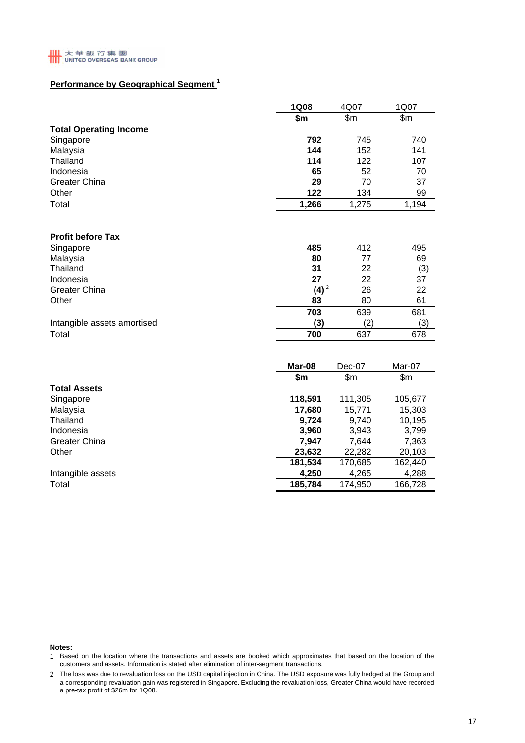## Performance by Geographical Segment [1]

| | 1Q08 | 4Q07 | 1Q07 |
|---|---|---|---|
| | **$m** | $m | $m |
| **Total Operating Income** | | | |
| Singapore | **792** | 745 | 740 |
| Malaysia | **144** | 152 | 141 |
| Thailand | **114** | 122 | 107 |
| Indonesia | **65** | 52 | 70 |
| Greater China | **29** | 70 | 37 |
| Other | **122** | 134 | 99 |
| Total | **1,266** | 1,275 | 1,194 |
| | | | |
| **Profit before Tax** | | | |
| Singapore | **485** | 412 | 495 |
| Malaysia | **80** | 77 | 69 |
| Thailand | **31** | 22 | (3) |
| Indonesia | **27** | 22 | 37 |
| Greater China | **(4)** [2] | 26 | 22 |
| Other | **83** | 80 | 61 |
| | **703** | 639 | 681 |
| Intangible assets amortised | **(3)** | (2) | (3) |
| Total | **700** | 637 | 678 |

| | Mar-08 | Dec-07 | Mar-07 |
|---|---|---|---|
| | **$m** | $m | $m |
| **Total Assets** | | | |
| Singapore | **118,591** | 111,305 | 105,677 |
| Malaysia | **17,680** | 15,771 | 15,303 |
| Thailand | **9,724** | 9,740 | 10,195 |
| Indonesia | **3,960** | 3,943 | 3,799 |
| Greater China | **7,947** | 7,644 | 7,363 |
| Other | **23,632** | 22,282 | 20,103 |
| | **181,534** | 170,685 | 162,440 |
| Intangible assets | **4,250** | 4,265 | 4,288 |
| Total | **185,784** | 174,950 | 166,728 |

**Notes:**

1. Based on the location where the transactions and assets are booked which approximates that based on the location of the customers and assets. Information is stated after elimination of inter-segment transactions.
2. The loss was due to revaluation loss on the USD capital injection in China. The USD exposure was fully hedged at the Group and a corresponding revaluation gain was registered in Singapore. Excluding the revaluation loss, Greater China would have recorded a pre-tax profit of $26m for 1Q08.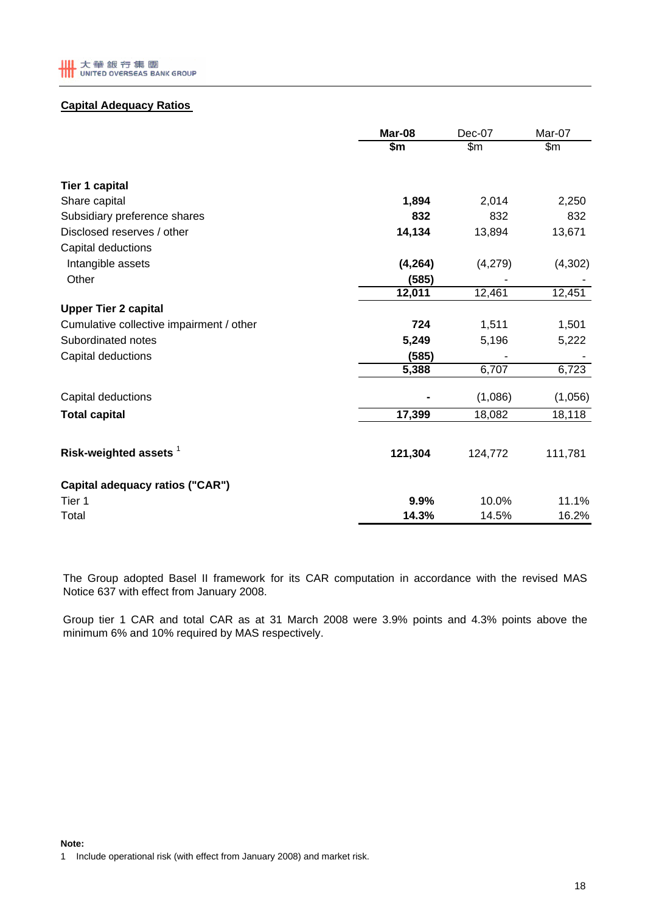## Capital Adequacy Ratios

| | Mar-08 | Dec-07 | Mar-07 |
|---|---|---|---|
| | $m | $m | $m |
| **Tier 1 capital** | | | |
| Share capital | **1,894** | 2,014 | 2,250 |
| Subsidiary preference shares | **832** | 832 | 832 |
| Disclosed reserves / other | **14,134** | 13,894 | 13,671 |
| Capital deductions | | | |
| Intangible assets | **(4,264)** | (4,279) | (4,302) |
| Other | **(585)** | - | - |
| | **12,011** | 12,461 | 12,451 |
| **Upper Tier 2 capital** | | | |
| Cumulative collective impairment / other | **724** | 1,511 | 1,501 |
| Subordinated notes | **5,249** | 5,196 | 5,222 |
| Capital deductions | **(585)** | - | - |
| | **5,388** | 6,707 | 6,723 |
| Capital deductions | **-** | (1,086) | (1,056) |
| **Total capital** | **17,399** | 18,082 | 18,118 |
| **Risk-weighted assets** [1] | **121,304** | 124,772 | 111,781 |
| **Capital adequacy ratios ("CAR")** | | | |
| Tier 1 | **9.9%** | 10.0% | 11.1% |
| Total | **14.3%** | 14.5% | 16.2% |

The Group adopted Basel II framework for its CAR computation in accordance with the revised MAS Notice 637 with effect from January 2008.

Group tier 1 CAR and total CAR as at 31 March 2008 were 3.9% points and 4.3% points above the minimum 6% and 10% required by MAS respectively.

**Note:**

1 Include operational risk (with effect from January 2008) and market risk.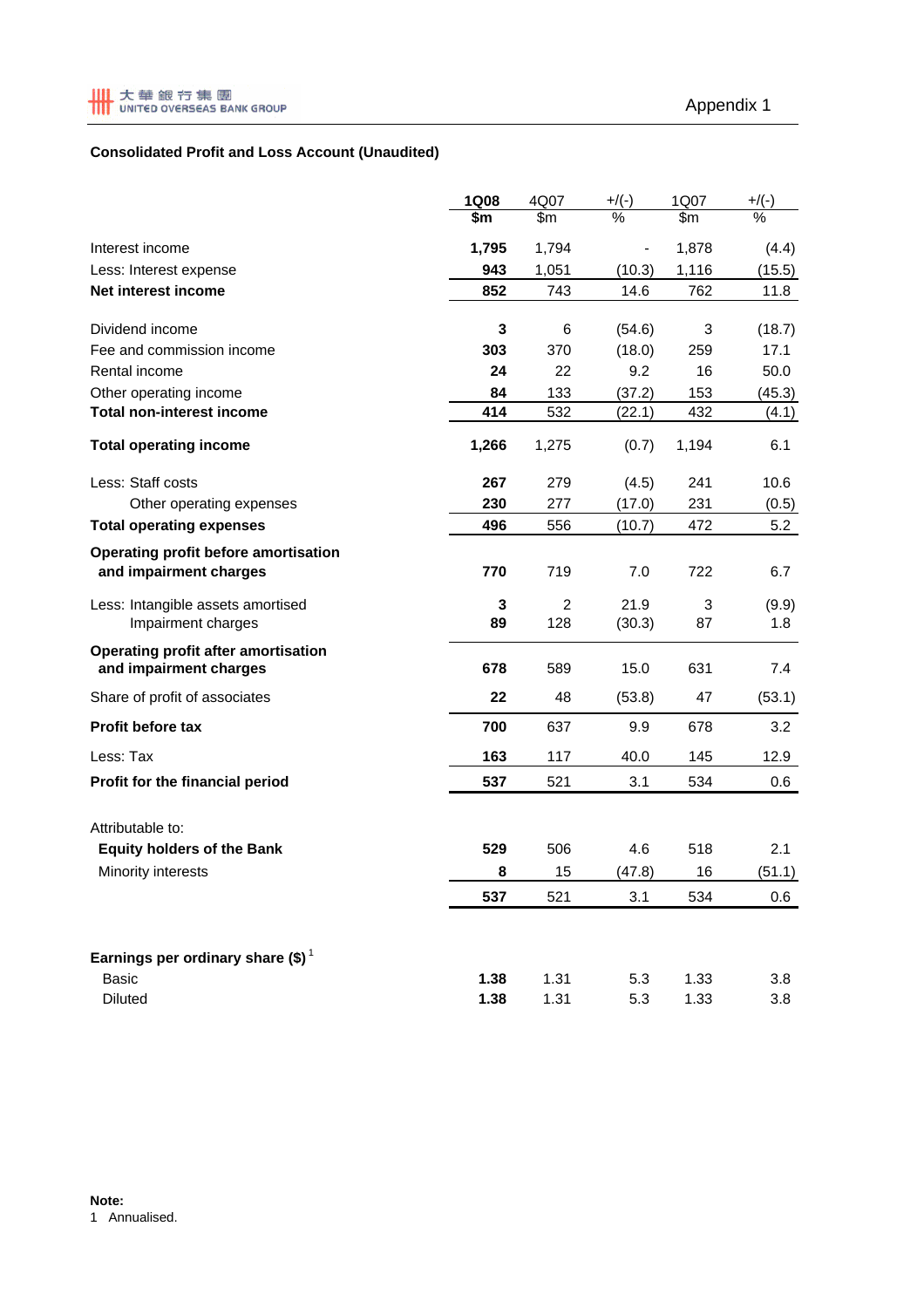Appendix 1

## Consolidated Profit and Loss Account (Unaudited)

| | 1Q08 | 4Q07 | +/(-) | 1Q07 | +/(-) |
|---|---|---|---|---|---|
| | $m | $m | % | $m | % |
| Interest income | **1,795** | 1,794 | - | 1,878 | (4.4) |
| Less: Interest expense | **943** | 1,051 | (10.3) | 1,116 | (15.5) |
| **Net interest income** | **852** | 743 | 14.6 | 762 | 11.8 |
| | | | | | |
| Dividend income | **3** | 6 | (54.6) | 3 | (18.7) |
| Fee and commission income | **303** | 370 | (18.0) | 259 | 17.1 |
| Rental income | **24** | 22 | 9.2 | 16 | 50.0 |
| Other operating income | **84** | 133 | (37.2) | 153 | (45.3) |
| **Total non-interest income** | **414** | 532 | (22.1) | 432 | (4.1) |
| | | | | | |
| **Total operating income** | **1,266** | 1,275 | (0.7) | 1,194 | 6.1 |
| | | | | | |
| Less: Staff costs | **267** | 279 | (4.5) | 241 | 10.6 |
| Other operating expenses | **230** | 277 | (17.0) | 231 | (0.5) |
| **Total operating expenses** | **496** | 556 | (10.7) | 472 | 5.2 |
| | | | | | |
| **Operating profit before amortisation and impairment charges** | **770** | 719 | 7.0 | 722 | 6.7 |
| | | | | | |
| Less: Intangible assets amortised | **3** | 2 | 21.9 | 3 | (9.9) |
| Impairment charges | **89** | 128 | (30.3) | 87 | 1.8 |
| | | | | | |
| **Operating profit after amortisation and impairment charges** | **678** | 589 | 15.0 | 631 | 7.4 |
| | | | | | |
| Share of profit of associates | **22** | 48 | (53.8) | 47 | (53.1) |
| | | | | | |
| **Profit before tax** | **700** | 637 | 9.9 | 678 | 3.2 |
| | | | | | |
| Less: Tax | **163** | 117 | 40.0 | 145 | 12.9 |
| **Profit for the financial period** | **537** | 521 | 3.1 | 534 | 0.6 |
| | | | | | |
| Attributable to: | | | | | |
| **Equity holders of the Bank** | **529** | 506 | 4.6 | 518 | 2.1 |
| Minority interests | **8** | 15 | (47.8) | 16 | (51.1) |
| | **537** | 521 | 3.1 | 534 | 0.6 |
| | | | | | |
| **Earnings per ordinary share ($)** [1] | | | | | |
| Basic | **1.38** | 1.31 | 5.3 | 1.33 | 3.8 |
| Diluted | **1.38** | 1.31 | 5.3 | 1.33 | 3.8 |

**Note:**
1 Annualised.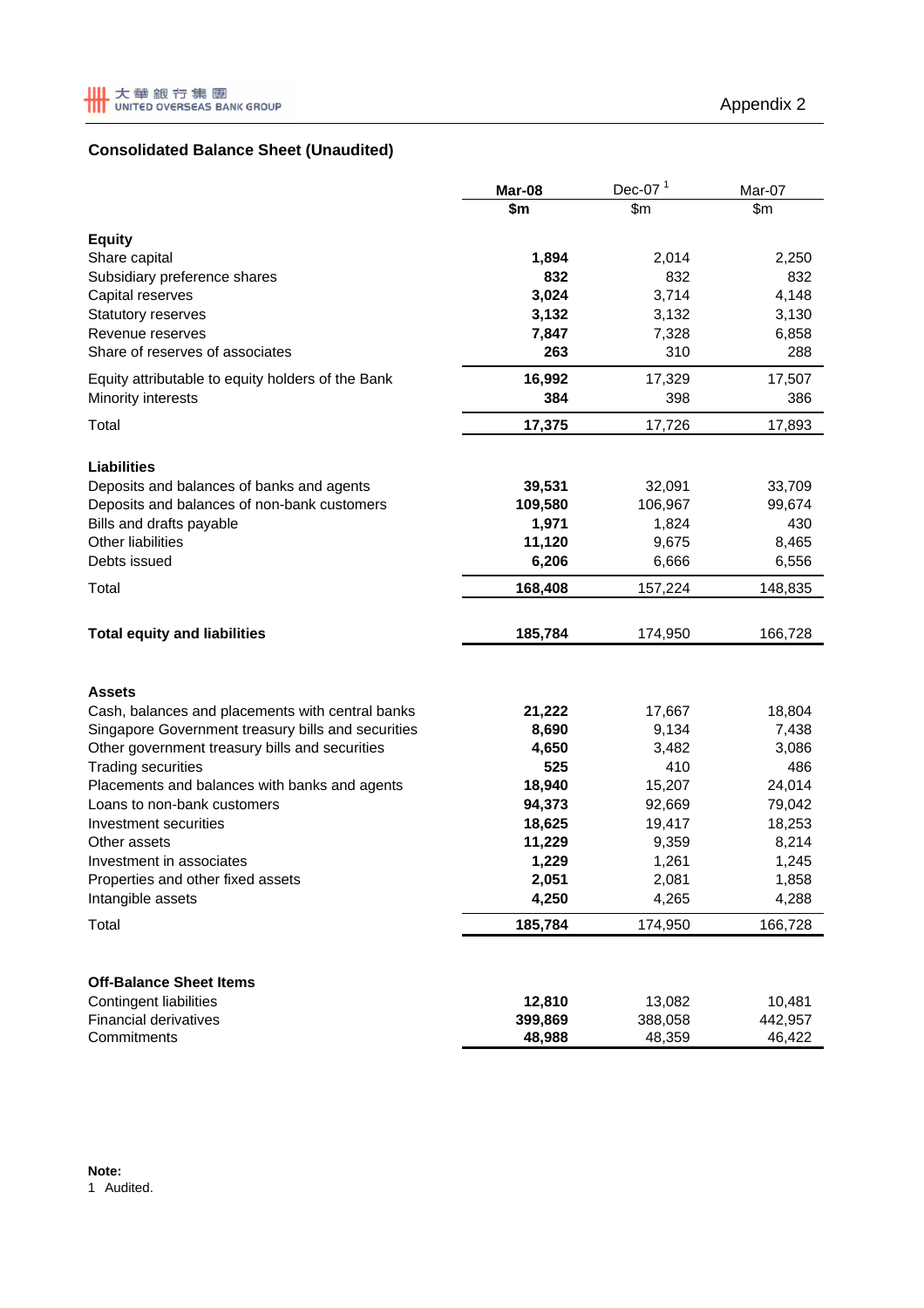大華銀行集團 UNITED OVERSEAS BANK GROUP

Appendix 2

## Consolidated Balance Sheet (Unaudited)

| | Mar-08 | Dec-07 [1] | Mar-07 |
|---|---|---|---|
| | $m | $m | $m |
| **Equity** | | | |
| Share capital | **1,894** | 2,014 | 2,250 |
| Subsidiary preference shares | **832** | 832 | 832 |
| Capital reserves | **3,024** | 3,714 | 4,148 |
| Statutory reserves | **3,132** | 3,132 | 3,130 |
| Revenue reserves | **7,847** | 7,328 | 6,858 |
| Share of reserves of associates | **263** | 310 | 288 |
| Equity attributable to equity holders of the Bank | **16,992** | 17,329 | 17,507 |
| Minority interests | **384** | 398 | 386 |
| Total | **17,375** | 17,726 | 17,893 |
| **Liabilities** | | | |
| Deposits and balances of banks and agents | **39,531** | 32,091 | 33,709 |
| Deposits and balances of non-bank customers | **109,580** | 106,967 | 99,674 |
| Bills and drafts payable | **1,971** | 1,824 | 430 |
| Other liabilities | **11,120** | 9,675 | 8,465 |
| Debts issued | **6,206** | 6,666 | 6,556 |
| Total | **168,408** | 157,224 | 148,835 |
| **Total equity and liabilities** | **185,784** | 174,950 | 166,728 |
| **Assets** | | | |
| Cash, balances and placements with central banks | **21,222** | 17,667 | 18,804 |
| Singapore Government treasury bills and securities | **8,690** | 9,134 | 7,438 |
| Other government treasury bills and securities | **4,650** | 3,482 | 3,086 |
| Trading securities | **525** | 410 | 486 |
| Placements and balances with banks and agents | **18,940** | 15,207 | 24,014 |
| Loans to non-bank customers | **94,373** | 92,669 | 79,042 |
| Investment securities | **18,625** | 19,417 | 18,253 |
| Other assets | **11,229** | 9,359 | 8,214 |
| Investment in associates | **1,229** | 1,261 | 1,245 |
| Properties and other fixed assets | **2,051** | 2,081 | 1,858 |
| Intangible assets | **4,250** | 4,265 | 4,288 |
| Total | **185,784** | 174,950 | 166,728 |
| **Off-Balance Sheet Items** | | | |
| Contingent liabilities | **12,810** | 13,082 | 10,481 |
| Financial derivatives | **399,869** | 388,058 | 442,957 |
| Commitments | **48,988** | 48,359 | 46,422 |

**Note:**
1 Audited.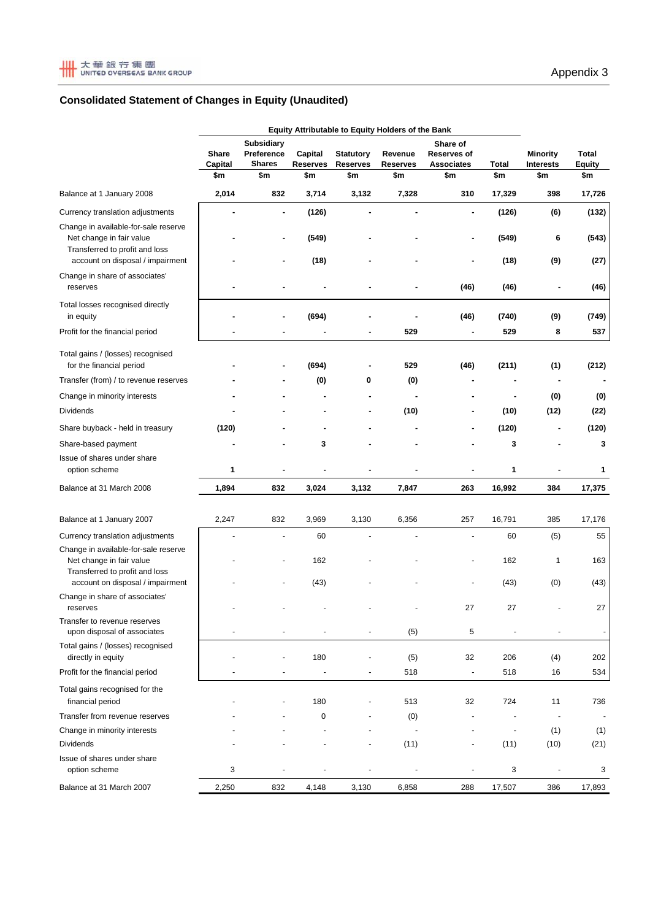Appendix 3

## Consolidated Statement of Changes in Equity (Unaudited)

| | Equity Attributable to Equity Holders of the Bank | | | | | | | | |
|---|---|---|---|---|---|---|---|---|---|
| | Share Capital | Subsidiary Preference Shares | Capital Reserves | Statutory Reserves | Revenue Reserves | Share of Reserves of Associates | Total | Minority Interests | Total Equity |
| | $m | $m | $m | $m | $m | $m | $m | $m | $m |
| **Balance at 1 January 2008** | **2,014** | **832** | **3,714** | **3,132** | **7,328** | **310** | **17,329** | **398** | **17,726** |
| Currency translation adjustments | **-** | **-** | **(126)** | **-** | **-** | **-** | **(126)** | **(6)** | **(132)** |
| Change in available-for-sale reserve | | | | | | | | | |
| Net change in fair value | **-** | **-** | **(549)** | **-** | **-** | **-** | **(549)** | **6** | **(543)** |
| Transferred to profit and loss account on disposal / impairment | **-** | **-** | **(18)** | **-** | **-** | **-** | **(18)** | **(9)** | **(27)** |
| Change in share of associates' reserves | **-** | **-** | **-** | **-** | **-** | **(46)** | **(46)** | **-** | **(46)** |
| Total losses recognised directly in equity | **-** | **-** | **(694)** | **-** | **-** | **(46)** | **(740)** | **(9)** | **(749)** |
| Profit for the financial period | **-** | **-** | **-** | **-** | **529** | **-** | **529** | **8** | **537** |
| Total gains / (losses) recognised for the financial period | **-** | **-** | **(694)** | **-** | **529** | **(46)** | **(211)** | **(1)** | **(212)** |
| Transfer (from) / to revenue reserves | **-** | **-** | **(0)** | **0** | **(0)** | **-** | **-** | **-** | **-** |
| Change in minority interests | **-** | **-** | **-** | **-** | **-** | **-** | **-** | **(0)** | **(0)** |
| Dividends | **-** | **-** | **-** | **-** | **(10)** | **-** | **(10)** | **(12)** | **(22)** |
| Share buyback - held in treasury | **(120)** | **-** | **-** | **-** | **-** | **-** | **(120)** | **-** | **(120)** |
| Share-based payment | **-** | **-** | **3** | **-** | **-** | **-** | **3** | **-** | **3** |
| Issue of shares under share option scheme | **1** | **-** | **-** | **-** | **-** | **-** | **1** | **-** | **1** |
| **Balance at 31 March 2008** | **1,894** | **832** | **3,024** | **3,132** | **7,847** | **263** | **16,992** | **384** | **17,375** |
| | | | | | | | | | |
| Balance at 1 January 2007 | 2,247 | 832 | 3,969 | 3,130 | 6,356 | 257 | 16,791 | 385 | 17,176 |
| Currency translation adjustments | - | - | 60 | - | - | - | 60 | (5) | 55 |
| Change in available-for-sale reserve | | | | | | | | | |
| Net change in fair value | - | - | 162 | - | - | - | 162 | 1 | 163 |
| Transferred to profit and loss account on disposal / impairment | - | - | (43) | - | - | - | (43) | (0) | (43) |
| Change in share of associates' reserves | - | - | - | - | - | 27 | 27 | - | 27 |
| Transfer to revenue reserves upon disposal of associates | - | - | - | - | (5) | 5 | - | - | - |
| Total gains / (losses) recognised directly in equity | - | - | 180 | - | (5) | 32 | 206 | (4) | 202 |
| Profit for the financial period | - | - | - | - | 518 | - | 518 | 16 | 534 |
| Total gains recognised for the financial period | - | - | 180 | - | 513 | 32 | 724 | 11 | 736 |
| Transfer from revenue reserves | - | - | 0 | - | (0) | - | - | - | - |
| Change in minority interests | - | - | - | - | - | - | - | (1) | (1) |
| Dividends | - | - | - | - | (11) | - | (11) | (10) | (21) |
| Issue of shares under share option scheme | 3 | - | - | - | - | - | 3 | - | 3 |
| Balance at 31 March 2007 | 2,250 | 832 | 4,148 | 3,130 | 6,858 | 288 | 17,507 | 386 | 17,893 |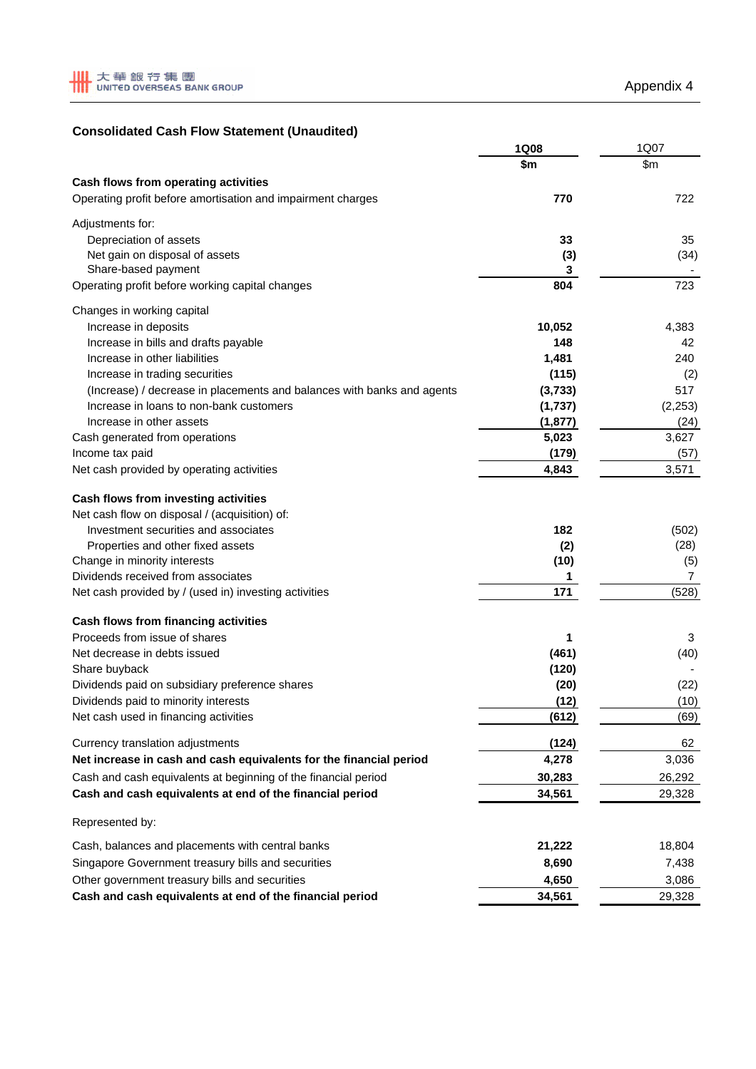Appendix 4

## Consolidated Cash Flow Statement (Unaudited)

| | 1Q08 | 1Q07 |
|---|---|---|
| | $m | $m |
| **Cash flows from operating activities** | | |
| Operating profit before amortisation and impairment charges | 770 | 722 |
| Adjustments for: | | |
| Depreciation of assets | 33 | 35 |
| Net gain on disposal of assets | (3) | (34) |
| Share-based payment | 3 | - |
| Operating profit before working capital changes | 804 | 723 |
| Changes in working capital | | |
| Increase in deposits | 10,052 | 4,383 |
| Increase in bills and drafts payable | 148 | 42 |
| Increase in other liabilities | 1,481 | 240 |
| Increase in trading securities | (115) | (2) |
| (Increase) / decrease in placements and balances with banks and agents | (3,733) | 517 |
| Increase in loans to non-bank customers | (1,737) | (2,253) |
| Increase in other assets | (1,877) | (24) |
| Cash generated from operations | 5,023 | 3,627 |
| Income tax paid | (179) | (57) |
| Net cash provided by operating activities | 4,843 | 3,571 |
| **Cash flows from investing activities** | | |
| Net cash flow on disposal / (acquisition) of: | | |
| Investment securities and associates | 182 | (502) |
| Properties and other fixed assets | (2) | (28) |
| Change in minority interests | (10) | (5) |
| Dividends received from associates | 1 | 7 |
| Net cash provided by / (used in) investing activities | 171 | (528) |
| **Cash flows from financing activities** | | |
| Proceeds from issue of shares | 1 | 3 |
| Net decrease in debts issued | (461) | (40) |
| Share buyback | (120) | - |
| Dividends paid on subsidiary preference shares | (20) | (22) |
| Dividends paid to minority interests | (12) | (10) |
| Net cash used in financing activities | (612) | (69) |
| Currency translation adjustments | (124) | 62 |
| **Net increase in cash and cash equivalents for the financial period** | 4,278 | 3,036 |
| Cash and cash equivalents at beginning of the financial period | 30,283 | 26,292 |
| **Cash and cash equivalents at end of the financial period** | 34,561 | 29,328 |
| Represented by: | | |
| Cash, balances and placements with central banks | 21,222 | 18,804 |
| Singapore Government treasury bills and securities | 8,690 | 7,438 |
| Other government treasury bills and securities | 4,650 | 3,086 |
| **Cash and cash equivalents at end of the financial period** | 34,561 | 29,328 |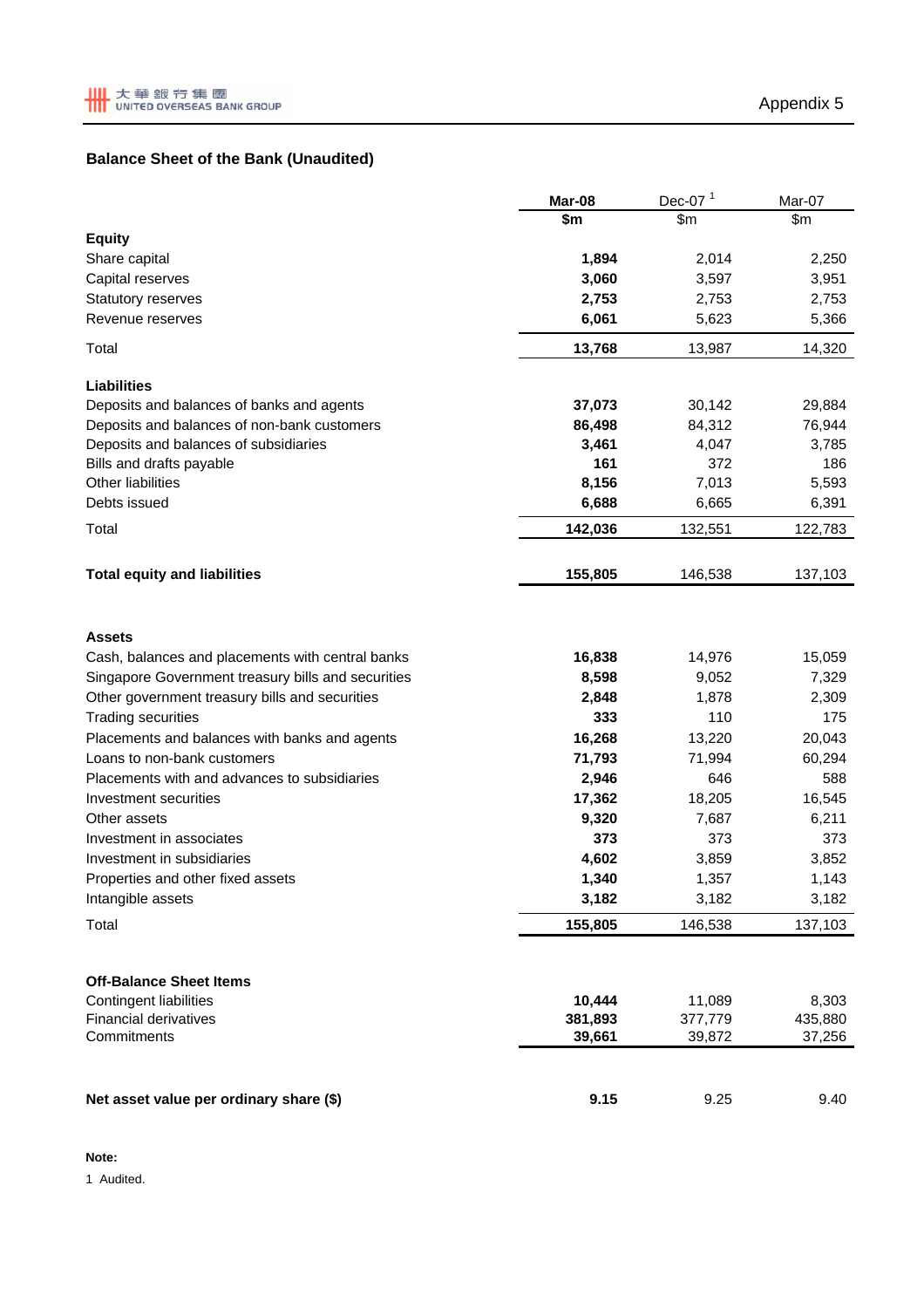Appendix 5

## Balance Sheet of the Bank (Unaudited)

| | Mar-08 | Dec-07 [1] | Mar-07 |
|---|---|---|---|
| | $m | $m | $m |
| **Equity** | | | |
| Share capital | **1,894** | 2,014 | 2,250 |
| Capital reserves | **3,060** | 3,597 | 3,951 |
| Statutory reserves | **2,753** | 2,753 | 2,753 |
| Revenue reserves | **6,061** | 5,623 | 5,366 |
| Total | **13,768** | 13,987 | 14,320 |
| | | | |
| **Liabilities** | | | |
| Deposits and balances of banks and agents | **37,073** | 30,142 | 29,884 |
| Deposits and balances of non-bank customers | **86,498** | 84,312 | 76,944 |
| Deposits and balances of subsidiaries | **3,461** | 4,047 | 3,785 |
| Bills and drafts payable | **161** | 372 | 186 |
| Other liabilities | **8,156** | 7,013 | 5,593 |
| Debts issued | **6,688** | 6,665 | 6,391 |
| Total | **142,036** | 132,551 | 122,783 |
| | | | |
| **Total equity and liabilities** | **155,805** | 146,538 | 137,103 |
| | | | |
| **Assets** | | | |
| Cash, balances and placements with central banks | **16,838** | 14,976 | 15,059 |
| Singapore Government treasury bills and securities | **8,598** | 9,052 | 7,329 |
| Other government treasury bills and securities | **2,848** | 1,878 | 2,309 |
| Trading securities | **333** | 110 | 175 |
| Placements and balances with banks and agents | **16,268** | 13,220 | 20,043 |
| Loans to non-bank customers | **71,793** | 71,994 | 60,294 |
| Placements with and advances to subsidiaries | **2,946** | 646 | 588 |
| Investment securities | **17,362** | 18,205 | 16,545 |
| Other assets | **9,320** | 7,687 | 6,211 |
| Investment in associates | **373** | 373 | 373 |
| Investment in subsidiaries | **4,602** | 3,859 | 3,852 |
| Properties and other fixed assets | **1,340** | 1,357 | 1,143 |
| Intangible assets | **3,182** | 3,182 | 3,182 |
| Total | **155,805** | 146,538 | 137,103 |
| | | | |
| **Off-Balance Sheet Items** | | | |
| Contingent liabilities | **10,444** | 11,089 | 8,303 |
| Financial derivatives | **381,893** | 377,779 | 435,880 |
| Commitments | **39,661** | 39,872 | 37,256 |
| | | | |
| **Net asset value per ordinary share ($)** | **9.15** | 9.25 | 9.40 |

**Note:**

1 Audited.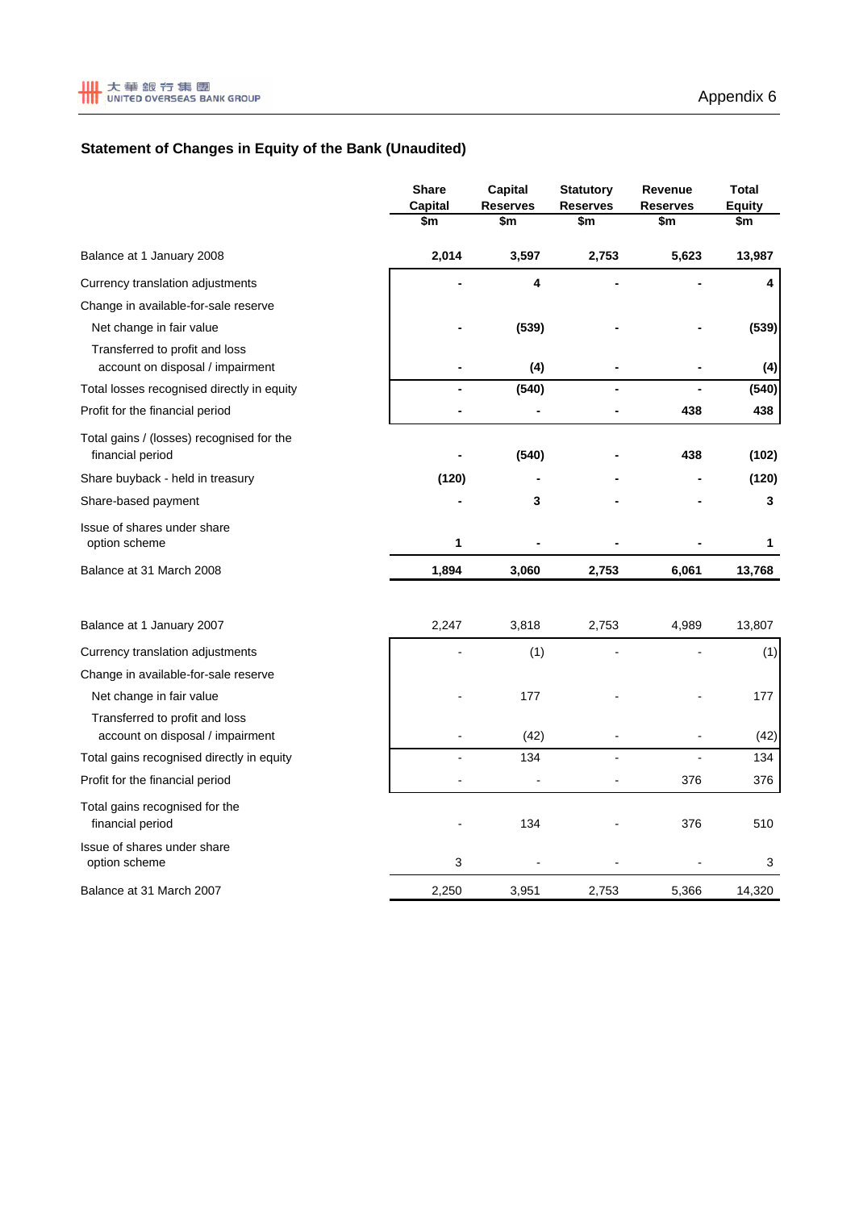Appendix 6

## Statement of Changes in Equity of the Bank (Unaudited)

| | Share Capital $m | Capital Reserves $m | Statutory Reserves $m | Revenue Reserves $m | Total Equity $m |
|---|---|---|---|---|---|
| **Balance at 1 January 2008** | **2,014** | **3,597** | **2,753** | **5,623** | **13,987** |
| Currency translation adjustments | **-** | **4** | **-** | **-** | **4** |
| Change in available-for-sale reserve | | | | | |
| Net change in fair value | **-** | **(539)** | **-** | **-** | **(539)** |
| Transferred to profit and loss account on disposal / impairment | **-** | **(4)** | **-** | **-** | **(4)** |
| Total losses recognised directly in equity | **-** | **(540)** | **-** | **-** | **(540)** |
| Profit for the financial period | **-** | **-** | **-** | **438** | **438** |
| Total gains / (losses) recognised for the financial period | **-** | **(540)** | **-** | **438** | **(102)** |
| Share buyback - held in treasury | **(120)** | **-** | **-** | **-** | **(120)** |
| Share-based payment | **-** | **3** | **-** | **-** | **3** |
| Issue of shares under share option scheme | **1** | **-** | **-** | **-** | **1** |
| **Balance at 31 March 2008** | **1,894** | **3,060** | **2,753** | **6,061** | **13,768** |
| | | | | | |
| Balance at 1 January 2007 | 2,247 | 3,818 | 2,753 | 4,989 | 13,807 |
| Currency translation adjustments | - | (1) | - | - | (1) |
| Change in available-for-sale reserve | | | | | |
| Net change in fair value | - | 177 | - | - | 177 |
| Transferred to profit and loss account on disposal / impairment | - | (42) | - | - | (42) |
| Total gains recognised directly in equity | - | 134 | - | - | 134 |
| Profit for the financial period | - | - | - | 376 | 376 |
| Total gains recognised for the financial period | - | 134 | - | 376 | 510 |
| Issue of shares under share option scheme | 3 | - | - | - | 3 |
| Balance at 31 March 2007 | 2,250 | 3,951 | 2,753 | 5,366 | 14,320 |